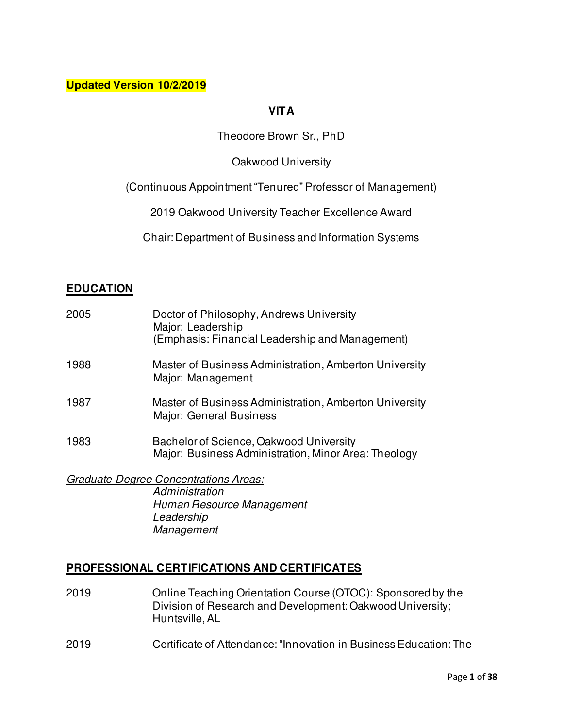**Updated Version 10/2/2019**

**VITA**

Theodore Brown Sr., PhD

Oakwood University

(Continuous Appointment "Tenured" Professor of Management)

2019 Oakwood University Teacher Excellence Award

Chair: Department of Business and Information Systems

## EDUCATION

2005 Doctor of Philosophy, Andrews University
Major: Leadership
(Emphasis: Financial Leadership and Management)

1988 Master of Business Administration, Amberton University
Major: Management

1987 Master of Business Administration, Amberton University
Major: General Business

1983 Bachelor of Science, Oakwood University
Major: Business Administration, Minor Area: Theology

*Graduate Degree Concentrations Areas:*
*Administration*
*Human Resource Management*
*Leadership*
*Management*

## PROFESSIONAL CERTIFICATIONS AND CERTIFICATES

2019 Online Teaching Orientation Course (OTOC): Sponsored by the Division of Research and Development: Oakwood University; Huntsville, AL

2019 Certificate of Attendance: "Innovation in Business Education: The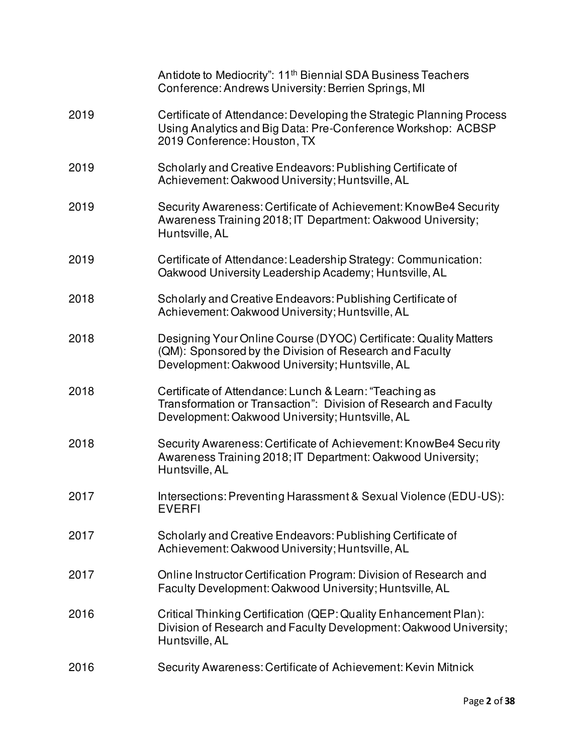Antidote to Mediocrity": 11th Biennial SDA Business Teachers Conference: Andrews University: Berrien Springs, MI

2019 Certificate of Attendance: Developing the Strategic Planning Process Using Analytics and Big Data: Pre-Conference Workshop: ACBSP 2019 Conference: Houston, TX

2019 Scholarly and Creative Endeavors: Publishing Certificate of Achievement: Oakwood University; Huntsville, AL

2019 Security Awareness: Certificate of Achievement: KnowBe4 Security Awareness Training 2018; IT Department: Oakwood University; Huntsville, AL

2019 Certificate of Attendance: Leadership Strategy: Communication: Oakwood University Leadership Academy; Huntsville, AL

2018 Scholarly and Creative Endeavors: Publishing Certificate of Achievement: Oakwood University; Huntsville, AL

2018 Designing Your Online Course (DYOC) Certificate: Quality Matters (QM): Sponsored by the Division of Research and Faculty Development: Oakwood University; Huntsville, AL

2018 Certificate of Attendance: Lunch & Learn: "Teaching as Transformation or Transaction": Division of Research and Faculty Development: Oakwood University; Huntsville, AL

2018 Security Awareness: Certificate of Achievement: KnowBe4 Security Awareness Training 2018; IT Department: Oakwood University; Huntsville, AL

2017 Intersections: Preventing Harassment & Sexual Violence (EDU-US): EVERFI

2017 Scholarly and Creative Endeavors: Publishing Certificate of Achievement: Oakwood University; Huntsville, AL

2017 Online Instructor Certification Program: Division of Research and Faculty Development: Oakwood University; Huntsville, AL

2016 Critical Thinking Certification (QEP: Quality Enhancement Plan): Division of Research and Faculty Development: Oakwood University; Huntsville, AL

2016 Security Awareness: Certificate of Achievement: Kevin Mitnick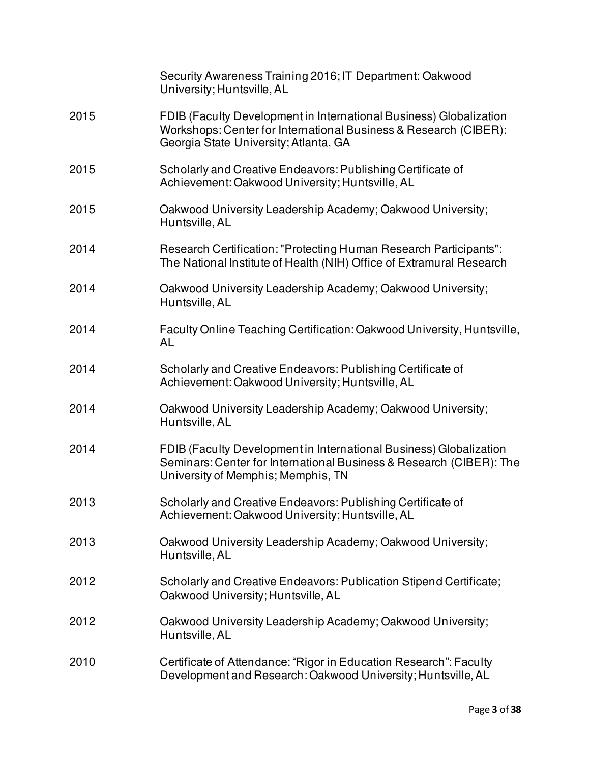| | |
|---|---|
| | Security Awareness Training 2016; IT Department: Oakwood University; Huntsville, AL |
| 2015 | FDIB (Faculty Development in International Business) Globalization Workshops: Center for International Business & Research (CIBER): Georgia State University; Atlanta, GA |
| 2015 | Scholarly and Creative Endeavors: Publishing Certificate of Achievement: Oakwood University; Huntsville, AL |
| 2015 | Oakwood University Leadership Academy; Oakwood University; Huntsville, AL |
| 2014 | Research Certification: "Protecting Human Research Participants": The National Institute of Health (NIH) Office of Extramural Research |
| 2014 | Oakwood University Leadership Academy; Oakwood University; Huntsville, AL |
| 2014 | Faculty Online Teaching Certification: Oakwood University, Huntsville, AL |
| 2014 | Scholarly and Creative Endeavors: Publishing Certificate of Achievement: Oakwood University; Huntsville, AL |
| 2014 | Oakwood University Leadership Academy; Oakwood University; Huntsville, AL |
| 2014 | FDIB (Faculty Development in International Business) Globalization Seminars: Center for International Business & Research (CIBER): The University of Memphis; Memphis, TN |
| 2013 | Scholarly and Creative Endeavors: Publishing Certificate of Achievement: Oakwood University; Huntsville, AL |
| 2013 | Oakwood University Leadership Academy; Oakwood University; Huntsville, AL |
| 2012 | Scholarly and Creative Endeavors: Publication Stipend Certificate; Oakwood University; Huntsville, AL |
| 2012 | Oakwood University Leadership Academy; Oakwood University; Huntsville, AL |
| 2010 | Certificate of Attendance: "Rigor in Education Research": Faculty Development and Research: Oakwood University; Huntsville, AL |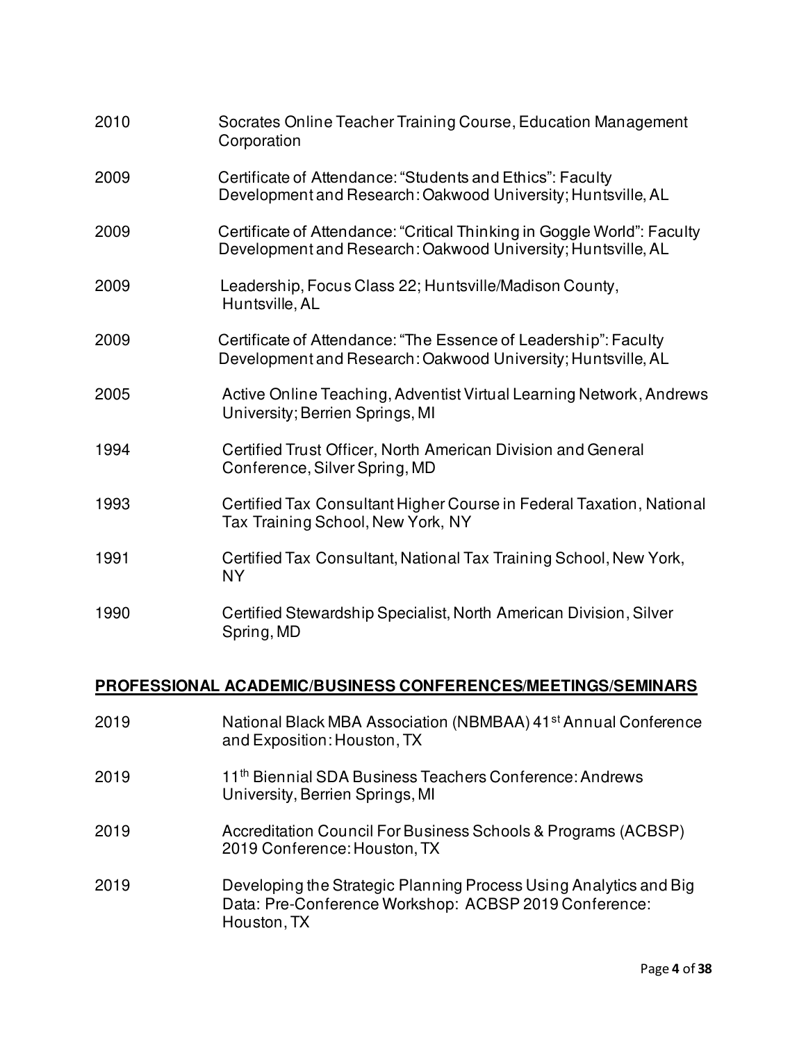2010 Socrates Online Teacher Training Course, Education Management Corporation

2009 Certificate of Attendance: "Students and Ethics": Faculty Development and Research: Oakwood University; Huntsville, AL

2009 Certificate of Attendance: "Critical Thinking in Goggle World": Faculty Development and Research: Oakwood University; Huntsville, AL

2009 Leadership, Focus Class 22; Huntsville/Madison County, Huntsville, AL

2009 Certificate of Attendance: "The Essence of Leadership": Faculty Development and Research: Oakwood University; Huntsville, AL

2005 Active Online Teaching, Adventist Virtual Learning Network, Andrews University; Berrien Springs, MI

1994 Certified Trust Officer, North American Division and General Conference, Silver Spring, MD

1993 Certified Tax Consultant Higher Course in Federal Taxation, National Tax Training School, New York, NY

1991 Certified Tax Consultant, National Tax Training School, New York, NY

1990 Certified Stewardship Specialist, North American Division, Silver Spring, MD

## PROFESSIONAL ACADEMIC/BUSINESS CONFERENCES/MEETINGS/SEMINARS

2019 National Black MBA Association (NBMBAA) 41st Annual Conference and Exposition: Houston, TX

2019 11th Biennial SDA Business Teachers Conference: Andrews University, Berrien Springs, MI

2019 Accreditation Council For Business Schools & Programs (ACBSP) 2019 Conference: Houston, TX

2019 Developing the Strategic Planning Process Using Analytics and Big Data: Pre-Conference Workshop: ACBSP 2019 Conference: Houston, TX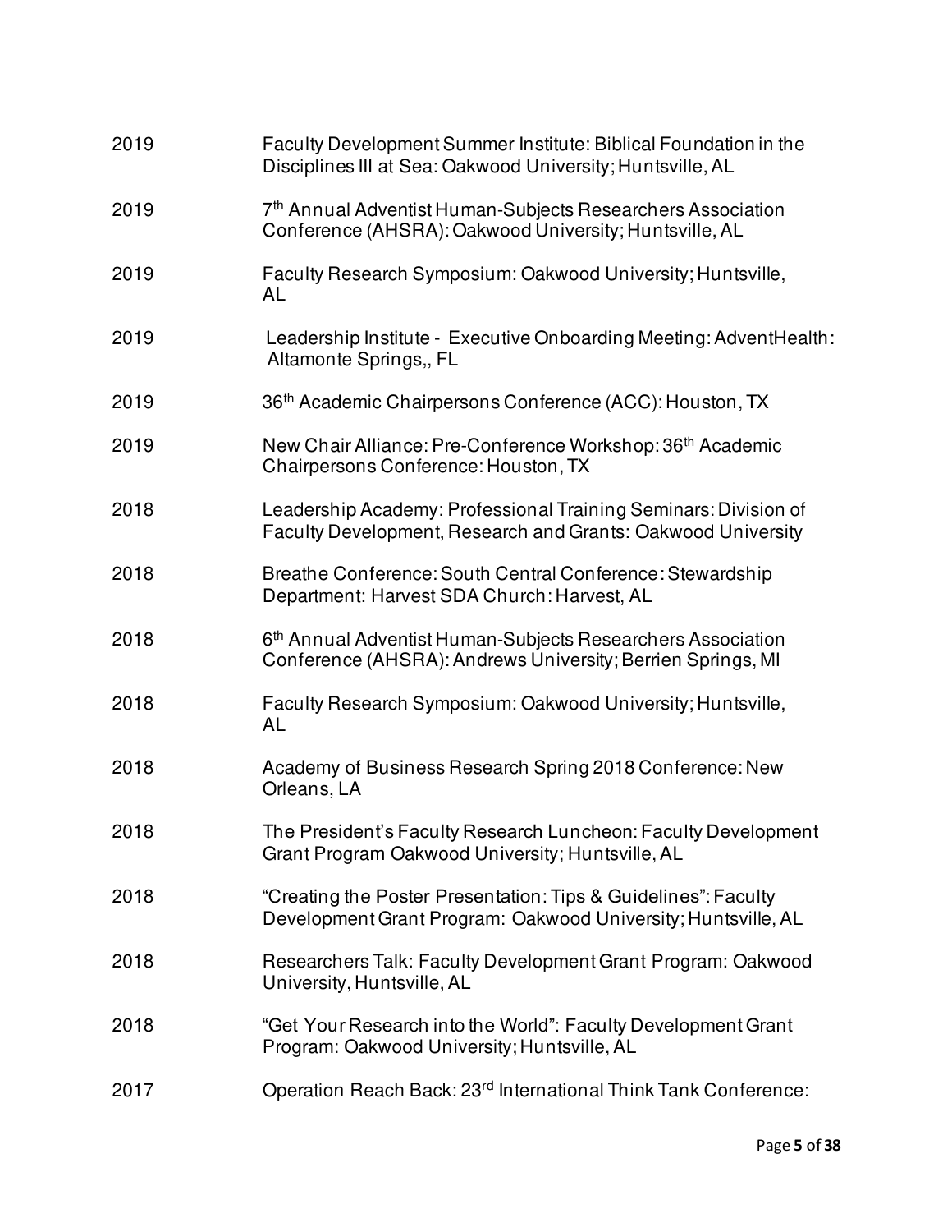2019 Faculty Development Summer Institute: Biblical Foundation in the Disciplines III at Sea: Oakwood University; Huntsville, AL

2019 7th Annual Adventist Human-Subjects Researchers Association Conference (AHSRA): Oakwood University; Huntsville, AL

2019 Faculty Research Symposium: Oakwood University; Huntsville, AL

2019 Leadership Institute - Executive Onboarding Meeting: AdventHealth: Altamonte Springs,, FL

2019 36th Academic Chairpersons Conference (ACC): Houston, TX

2019 New Chair Alliance: Pre-Conference Workshop: 36th Academic Chairpersons Conference: Houston, TX

2018 Leadership Academy: Professional Training Seminars: Division of Faculty Development, Research and Grants: Oakwood University

2018 Breathe Conference: South Central Conference: Stewardship Department: Harvest SDA Church: Harvest, AL

2018 6th Annual Adventist Human-Subjects Researchers Association Conference (AHSRA): Andrews University; Berrien Springs, MI

2018 Faculty Research Symposium: Oakwood University; Huntsville, AL

2018 Academy of Business Research Spring 2018 Conference: New Orleans, LA

2018 The President's Faculty Research Luncheon: Faculty Development Grant Program Oakwood University; Huntsville, AL

2018 "Creating the Poster Presentation: Tips & Guidelines": Faculty Development Grant Program: Oakwood University; Huntsville, AL

2018 Researchers Talk: Faculty Development Grant Program: Oakwood University, Huntsville, AL

2018 "Get Your Research into the World": Faculty Development Grant Program: Oakwood University; Huntsville, AL

2017 Operation Reach Back: 23rd International Think Tank Conference: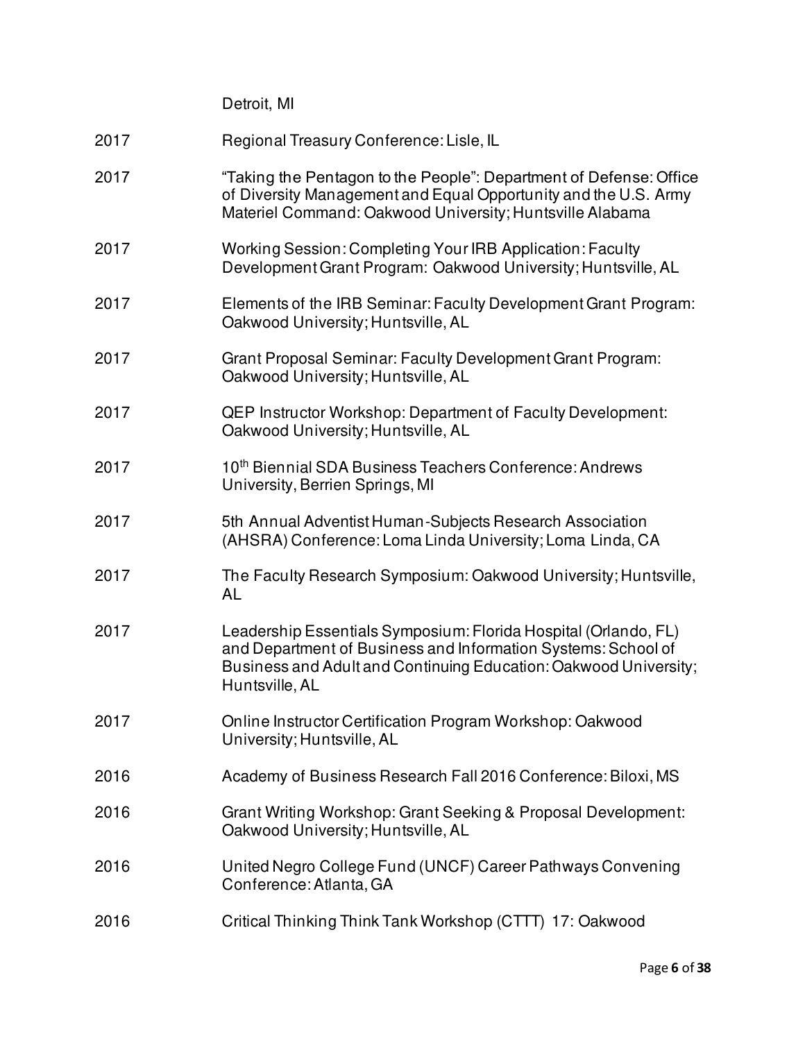Detroit, MI

| | |
|---|---|
| 2017 | Regional Treasury Conference: Lisle, IL |
| 2017 | "Taking the Pentagon to the People": Department of Defense: Office of Diversity Management and Equal Opportunity and the U.S. Army Materiel Command: Oakwood University; Huntsville Alabama |
| 2017 | Working Session: Completing Your IRB Application: Faculty Development Grant Program: Oakwood University; Huntsville, AL |
| 2017 | Elements of the IRB Seminar: Faculty Development Grant Program: Oakwood University; Huntsville, AL |
| 2017 | Grant Proposal Seminar: Faculty Development Grant Program: Oakwood University; Huntsville, AL |
| 2017 | QEP Instructor Workshop: Department of Faculty Development: Oakwood University; Huntsville, AL |
| 2017 | 10th Biennial SDA Business Teachers Conference: Andrews University, Berrien Springs, MI |
| 2017 | 5th Annual Adventist Human-Subjects Research Association (AHSRA) Conference: Loma Linda University; Loma Linda, CA |
| 2017 | The Faculty Research Symposium: Oakwood University; Huntsville, AL |
| 2017 | Leadership Essentials Symposium: Florida Hospital (Orlando, FL) and Department of Business and Information Systems: School of Business and Adult and Continuing Education: Oakwood University; Huntsville, AL |
| 2017 | Online Instructor Certification Program Workshop: Oakwood University; Huntsville, AL |
| 2016 | Academy of Business Research Fall 2016 Conference: Biloxi, MS |
| 2016 | Grant Writing Workshop: Grant Seeking & Proposal Development: Oakwood University; Huntsville, AL |
| 2016 | United Negro College Fund (UNCF) Career Pathways Convening Conference: Atlanta, GA |
| 2016 | Critical Thinking Think Tank Workshop (CTTT) 17: Oakwood |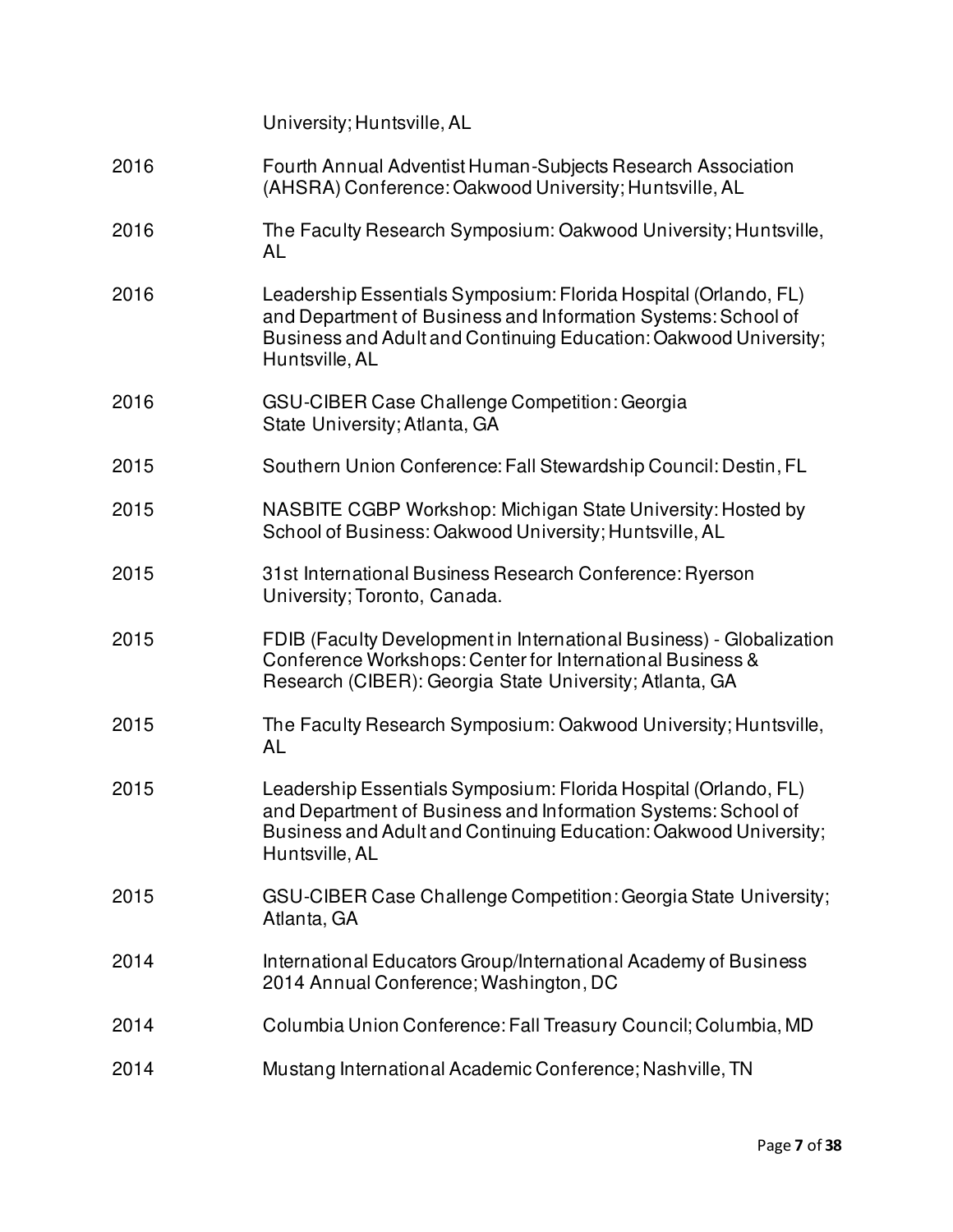University; Huntsville, AL

| | |
|---|---|
| 2016 | Fourth Annual Adventist Human-Subjects Research Association (AHSRA) Conference: Oakwood University; Huntsville, AL |
| 2016 | The Faculty Research Symposium: Oakwood University; Huntsville, AL |
| 2016 | Leadership Essentials Symposium: Florida Hospital (Orlando, FL) and Department of Business and Information Systems: School of Business and Adult and Continuing Education: Oakwood University; Huntsville, AL |
| 2016 | GSU-CIBER Case Challenge Competition: Georgia State University; Atlanta, GA |
| 2015 | Southern Union Conference: Fall Stewardship Council: Destin, FL |
| 2015 | NASBITE CGBP Workshop: Michigan State University: Hosted by School of Business: Oakwood University; Huntsville, AL |
| 2015 | 31st International Business Research Conference: Ryerson University; Toronto, Canada. |
| 2015 | FDIB (Faculty Development in International Business) - Globalization Conference Workshops: Center for International Business & Research (CIBER): Georgia State University; Atlanta, GA |
| 2015 | The Faculty Research Symposium: Oakwood University; Huntsville, AL |
| 2015 | Leadership Essentials Symposium: Florida Hospital (Orlando, FL) and Department of Business and Information Systems: School of Business and Adult and Continuing Education: Oakwood University; Huntsville, AL |
| 2015 | GSU-CIBER Case Challenge Competition: Georgia State University; Atlanta, GA |
| 2014 | International Educators Group/International Academy of Business 2014 Annual Conference; Washington, DC |
| 2014 | Columbia Union Conference: Fall Treasury Council; Columbia, MD |
| 2014 | Mustang International Academic Conference; Nashville, TN |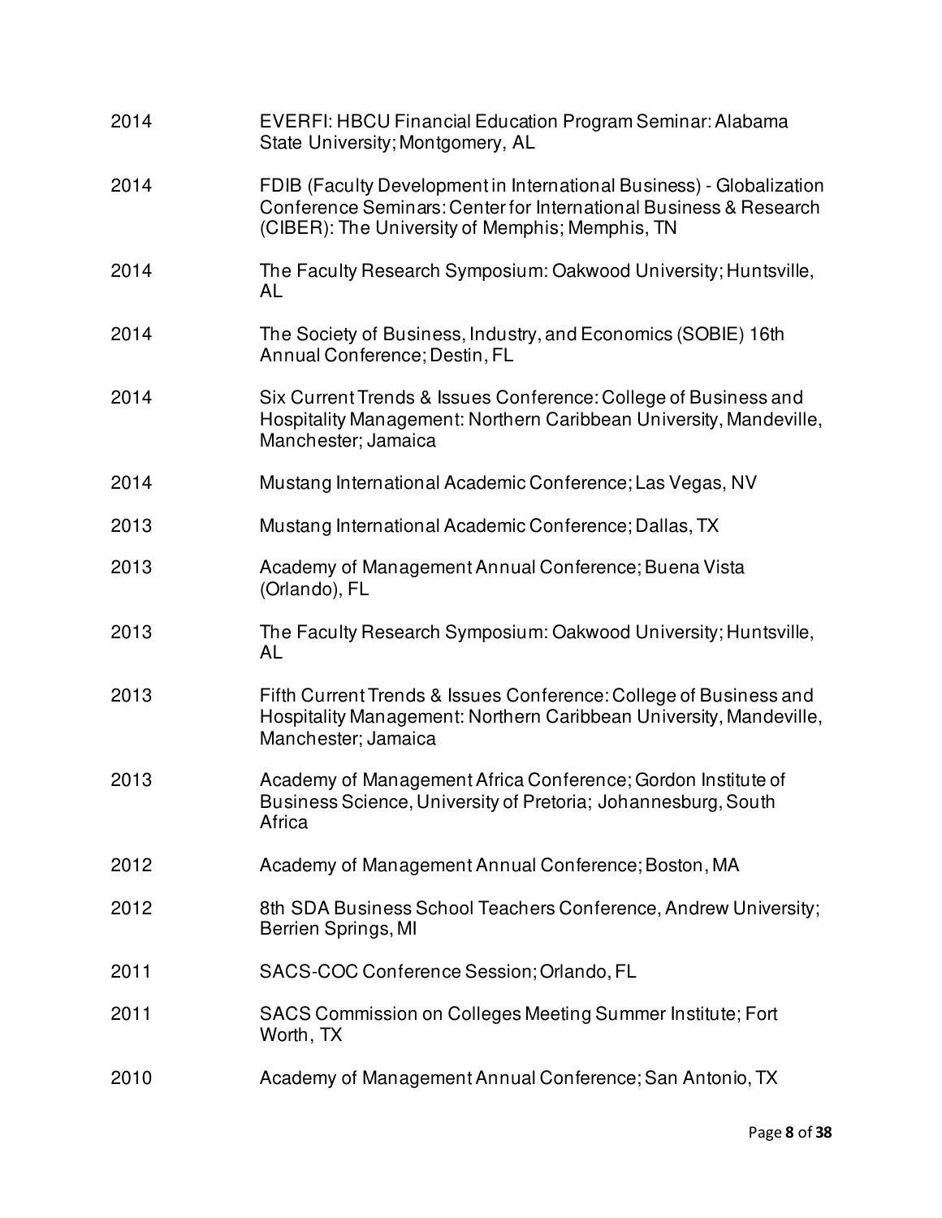| | |
|---|---|
| 2014 | EVERFI: HBCU Financial Education Program Seminar: Alabama State University; Montgomery, AL |
| 2014 | FDIB (Faculty Development in International Business) - Globalization Conference Seminars: Center for International Business & Research (CIBER): The University of Memphis; Memphis, TN |
| 2014 | The Faculty Research Symposium: Oakwood University; Huntsville, AL |
| 2014 | The Society of Business, Industry, and Economics (SOBIE) 16th Annual Conference; Destin, FL |
| 2014 | Six Current Trends & Issues Conference: College of Business and Hospitality Management: Northern Caribbean University, Mandeville, Manchester; Jamaica |
| 2014 | Mustang International Academic Conference; Las Vegas, NV |
| 2013 | Mustang International Academic Conference; Dallas, TX |
| 2013 | Academy of Management Annual Conference; Buena Vista (Orlando), FL |
| 2013 | The Faculty Research Symposium: Oakwood University; Huntsville, AL |
| 2013 | Fifth Current Trends & Issues Conference: College of Business and Hospitality Management: Northern Caribbean University, Mandeville, Manchester; Jamaica |
| 2013 | Academy of Management Africa Conference; Gordon Institute of Business Science, University of Pretoria; Johannesburg, South Africa |
| 2012 | Academy of Management Annual Conference; Boston, MA |
| 2012 | 8th SDA Business School Teachers Conference, Andrew University; Berrien Springs, MI |
| 2011 | SACS-COC Conference Session; Orlando, FL |
| 2011 | SACS Commission on Colleges Meeting Summer Institute; Fort Worth, TX |
| 2010 | Academy of Management Annual Conference; San Antonio, TX |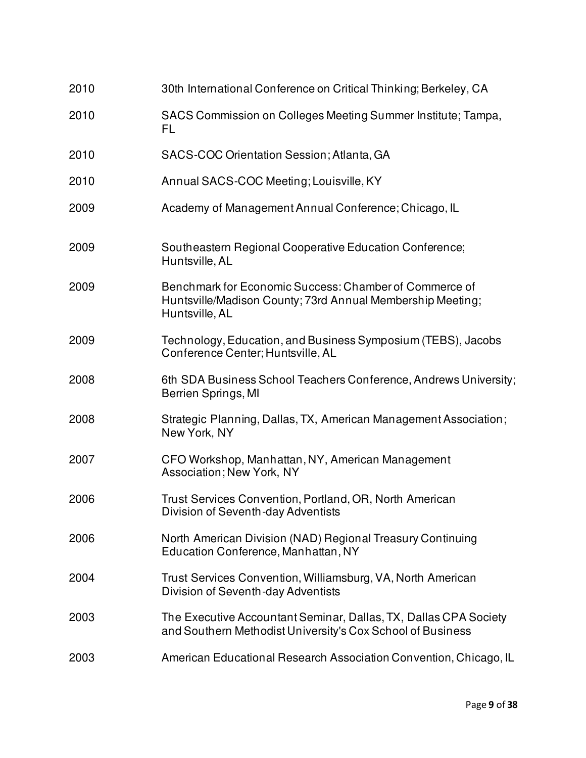| | |
|---|---|
| 2010 | 30th International Conference on Critical Thinking; Berkeley, CA |
| 2010 | SACS Commission on Colleges Meeting Summer Institute; Tampa, FL |
| 2010 | SACS-COC Orientation Session; Atlanta, GA |
| 2010 | Annual SACS-COC Meeting; Louisville, KY |
| 2009 | Academy of Management Annual Conference; Chicago, IL |
| 2009 | Southeastern Regional Cooperative Education Conference; Huntsville, AL |
| 2009 | Benchmark for Economic Success: Chamber of Commerce of Huntsville/Madison County; 73rd Annual Membership Meeting; Huntsville, AL |
| 2009 | Technology, Education, and Business Symposium (TEBS), Jacobs Conference Center; Huntsville, AL |
| 2008 | 6th SDA Business School Teachers Conference, Andrews University; Berrien Springs, MI |
| 2008 | Strategic Planning, Dallas, TX, American Management Association; New York, NY |
| 2007 | CFO Workshop, Manhattan, NY, American Management Association; New York, NY |
| 2006 | Trust Services Convention, Portland, OR, North American Division of Seventh-day Adventists |
| 2006 | North American Division (NAD) Regional Treasury Continuing Education Conference, Manhattan, NY |
| 2004 | Trust Services Convention, Williamsburg, VA, North American Division of Seventh-day Adventists |
| 2003 | The Executive Accountant Seminar, Dallas, TX, Dallas CPA Society and Southern Methodist University's Cox School of Business |
| 2003 | American Educational Research Association Convention, Chicago, IL |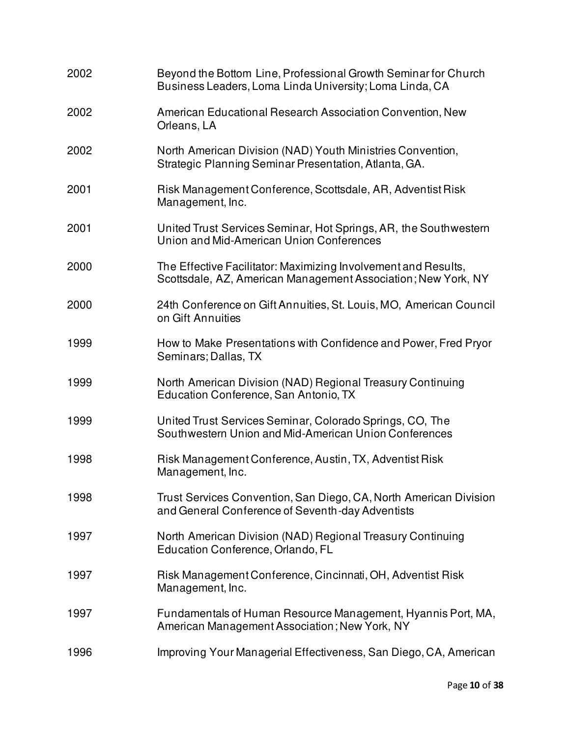| | |
|---|---|
| 2002 | Beyond the Bottom Line, Professional Growth Seminar for Church Business Leaders, Loma Linda University; Loma Linda, CA |
| 2002 | American Educational Research Association Convention, New Orleans, LA |
| 2002 | North American Division (NAD) Youth Ministries Convention, Strategic Planning Seminar Presentation, Atlanta, GA. |
| 2001 | Risk Management Conference, Scottsdale, AR, Adventist Risk Management, Inc. |
| 2001 | United Trust Services Seminar, Hot Springs, AR, the Southwestern Union and Mid-American Union Conferences |
| 2000 | The Effective Facilitator: Maximizing Involvement and Results, Scottsdale, AZ, American Management Association; New York, NY |
| 2000 | 24th Conference on Gift Annuities, St. Louis, MO, American Council on Gift Annuities |
| 1999 | How to Make Presentations with Confidence and Power, Fred Pryor Seminars; Dallas, TX |
| 1999 | North American Division (NAD) Regional Treasury Continuing Education Conference, San Antonio, TX |
| 1999 | United Trust Services Seminar, Colorado Springs, CO, The Southwestern Union and Mid-American Union Conferences |
| 1998 | Risk Management Conference, Austin, TX, Adventist Risk Management, Inc. |
| 1998 | Trust Services Convention, San Diego, CA, North American Division and General Conference of Seventh-day Adventists |
| 1997 | North American Division (NAD) Regional Treasury Continuing Education Conference, Orlando, FL |
| 1997 | Risk Management Conference, Cincinnati, OH, Adventist Risk Management, Inc. |
| 1997 | Fundamentals of Human Resource Management, Hyannis Port, MA, American Management Association; New York, NY |
| 1996 | Improving Your Managerial Effectiveness, San Diego, CA, American |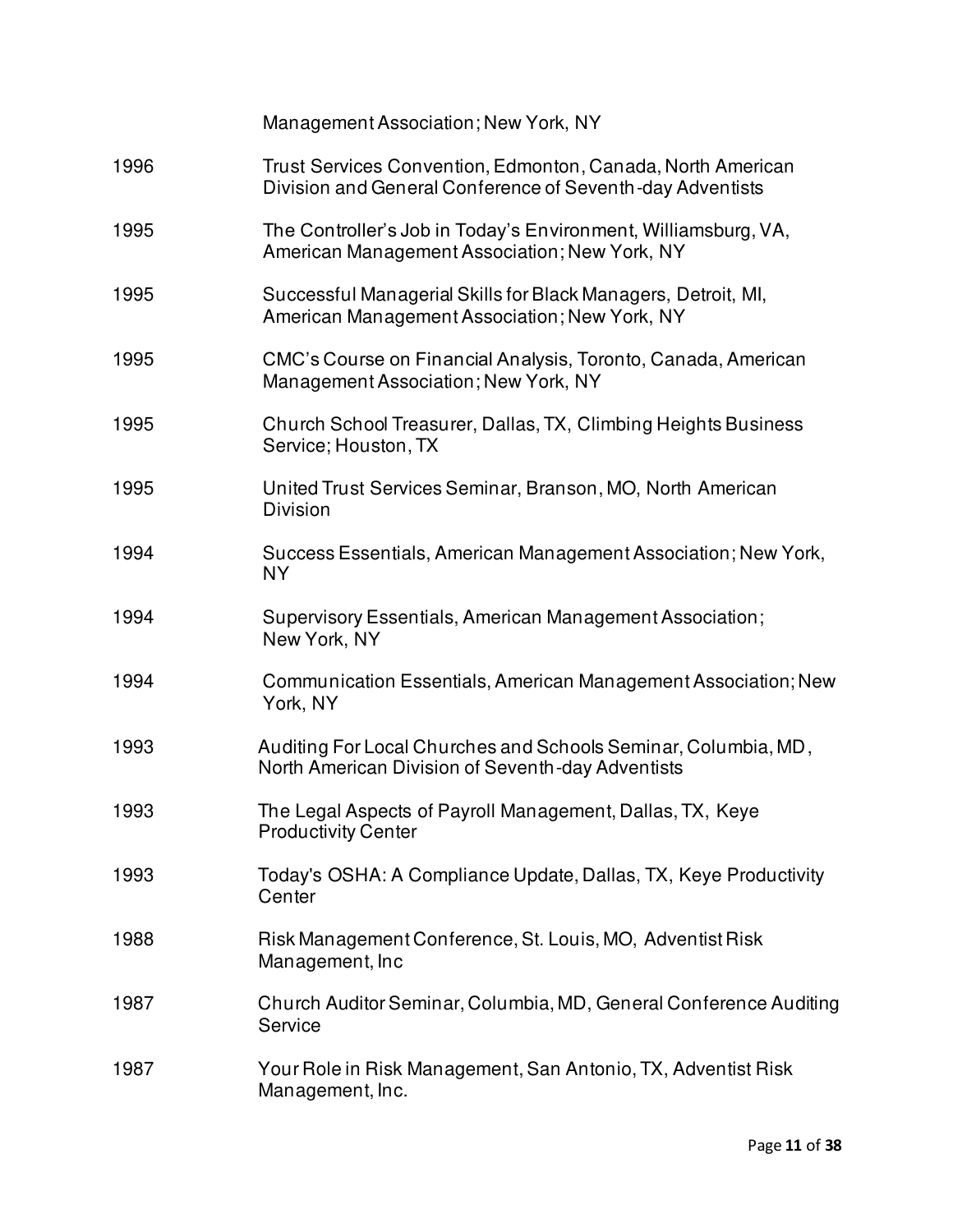Management Association; New York, NY

| | |
|---|---|
| 1996 | Trust Services Convention, Edmonton, Canada, North American Division and General Conference of Seventh-day Adventists |
| 1995 | The Controller's Job in Today's Environment, Williamsburg, VA, American Management Association; New York, NY |
| 1995 | Successful Managerial Skills for Black Managers, Detroit, MI, American Management Association; New York, NY |
| 1995 | CMC's Course on Financial Analysis, Toronto, Canada, American Management Association; New York, NY |
| 1995 | Church School Treasurer, Dallas, TX, Climbing Heights Business Service; Houston, TX |
| 1995 | United Trust Services Seminar, Branson, MO, North American Division |
| 1994 | Success Essentials, American Management Association; New York, NY |
| 1994 | Supervisory Essentials, American Management Association; New York, NY |
| 1994 | Communication Essentials, American Management Association; New York, NY |
| 1993 | Auditing For Local Churches and Schools Seminar, Columbia, MD, North American Division of Seventh-day Adventists |
| 1993 | The Legal Aspects of Payroll Management, Dallas, TX, Keye Productivity Center |
| 1993 | Today's OSHA: A Compliance Update, Dallas, TX, Keye Productivity Center |
| 1988 | Risk Management Conference, St. Louis, MO, Adventist Risk Management, Inc |
| 1987 | Church Auditor Seminar, Columbia, MD, General Conference Auditing Service |
| 1987 | Your Role in Risk Management, San Antonio, TX, Adventist Risk Management, Inc. |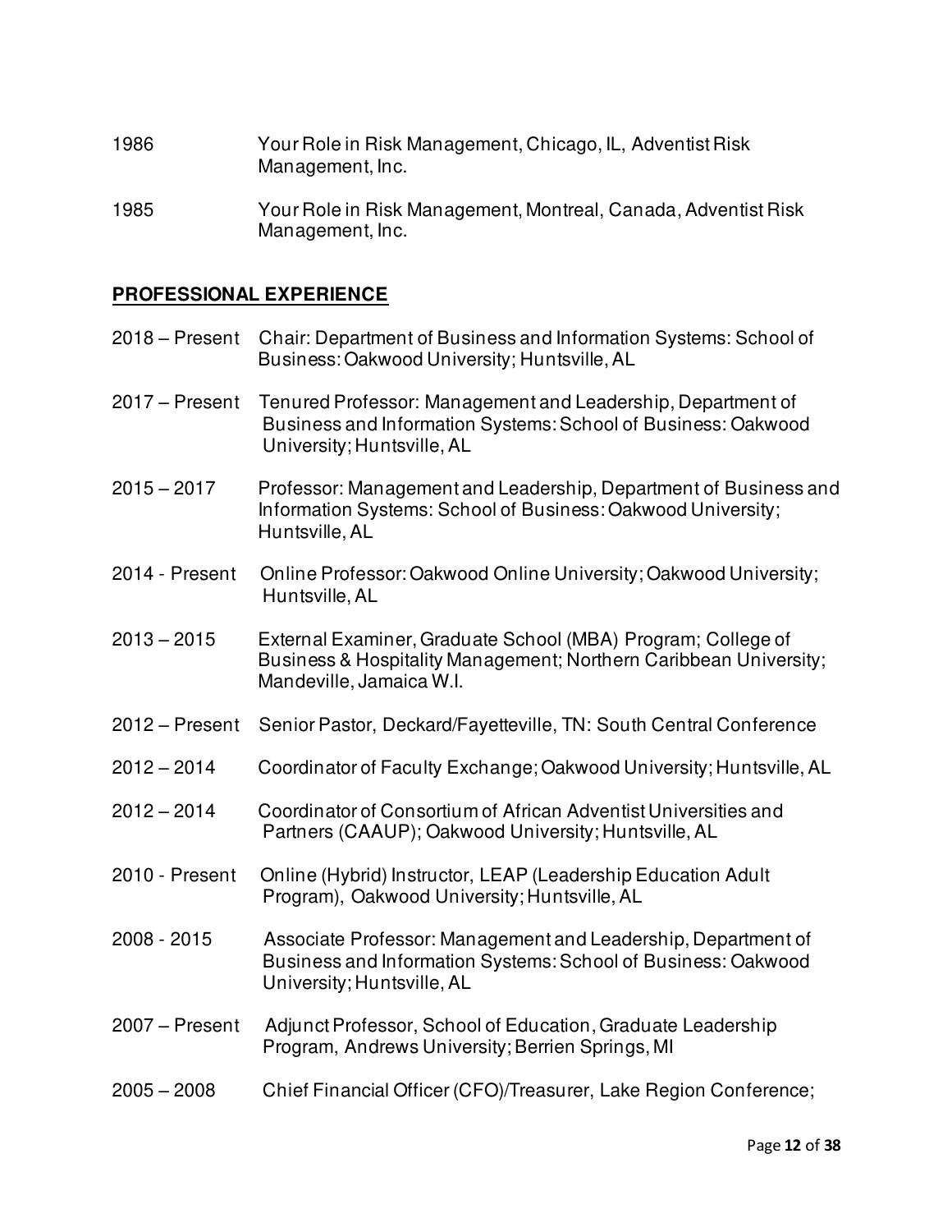1986 Your Role in Risk Management, Chicago, IL, Adventist Risk Management, Inc.

1985 Your Role in Risk Management, Montreal, Canada, Adventist Risk Management, Inc.

## PROFESSIONAL EXPERIENCE

2018 – Present Chair: Department of Business and Information Systems: School of Business: Oakwood University; Huntsville, AL

2017 – Present Tenured Professor: Management and Leadership, Department of Business and Information Systems: School of Business: Oakwood University; Huntsville, AL

2015 – 2017 Professor: Management and Leadership, Department of Business and Information Systems: School of Business: Oakwood University; Huntsville, AL

2014 - Present Online Professor: Oakwood Online University; Oakwood University; Huntsville, AL

2013 – 2015 External Examiner, Graduate School (MBA) Program; College of Business & Hospitality Management; Northern Caribbean University; Mandeville, Jamaica W.I.

2012 – Present Senior Pastor, Deckard/Fayetteville, TN: South Central Conference

2012 – 2014 Coordinator of Faculty Exchange; Oakwood University; Huntsville, AL

2012 – 2014 Coordinator of Consortium of African Adventist Universities and Partners (CAAUP); Oakwood University; Huntsville, AL

2010 - Present Online (Hybrid) Instructor, LEAP (Leadership Education Adult Program), Oakwood University; Huntsville, AL

2008 - 2015 Associate Professor: Management and Leadership, Department of Business and Information Systems: School of Business: Oakwood University; Huntsville, AL

2007 – Present Adjunct Professor, School of Education, Graduate Leadership Program, Andrews University; Berrien Springs, MI

2005 – 2008 Chief Financial Officer (CFO)/Treasurer, Lake Region Conference;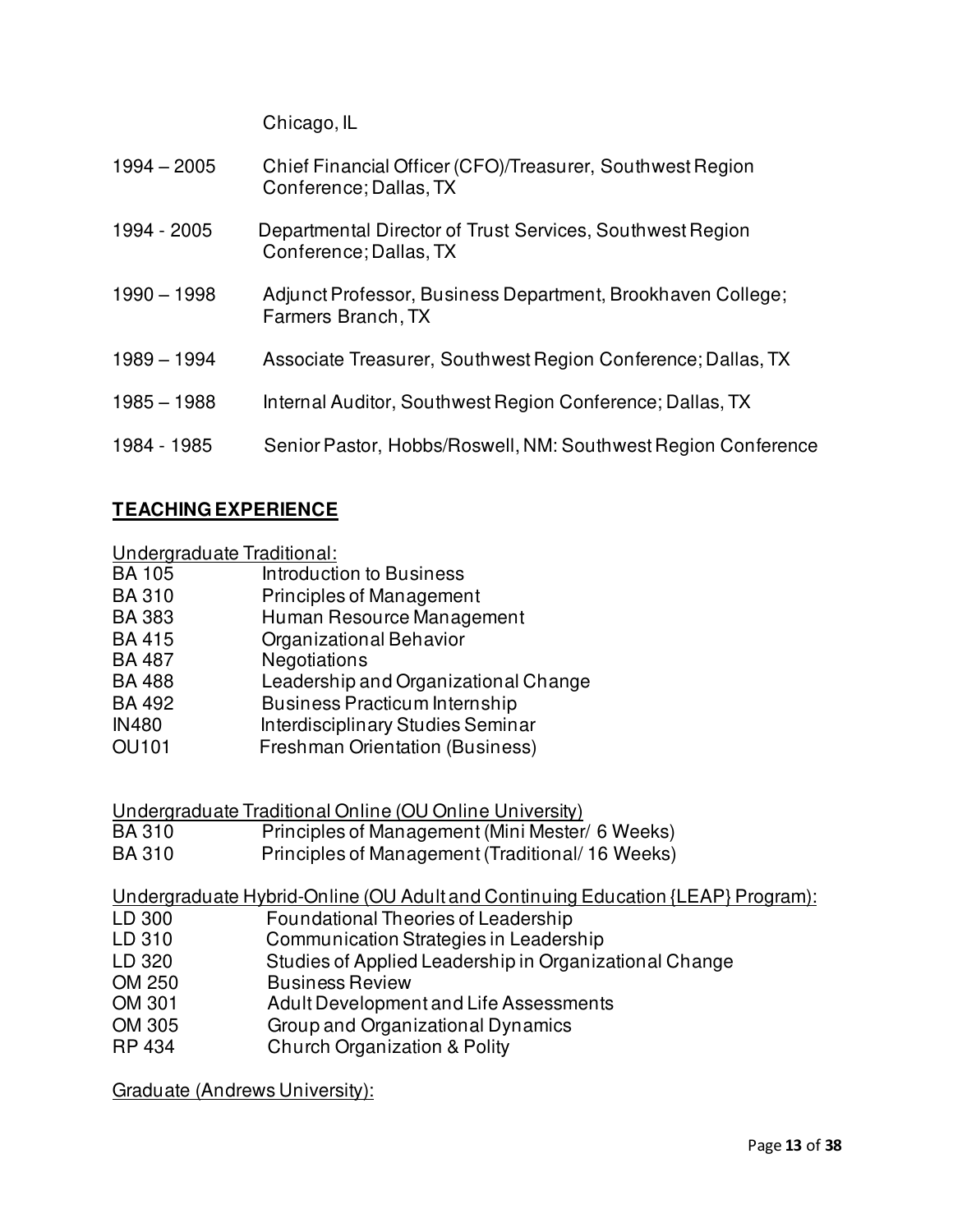Chicago, IL

1994 – 2005 Chief Financial Officer (CFO)/Treasurer, Southwest Region Conference; Dallas, TX

1994 - 2005 Departmental Director of Trust Services, Southwest Region Conference; Dallas, TX

1990 – 1998 Adjunct Professor, Business Department, Brookhaven College; Farmers Branch, TX

1989 – 1994 Associate Treasurer, Southwest Region Conference; Dallas, TX

1985 – 1988 Internal Auditor, Southwest Region Conference; Dallas, TX

1984 - 1985 Senior Pastor, Hobbs/Roswell, NM: Southwest Region Conference

## TEACHING EXPERIENCE

Undergraduate Traditional:

- BA 105 Introduction to Business
- BA 310 Principles of Management
- BA 383 Human Resource Management
- BA 415 Organizational Behavior
- BA 487 Negotiations
- BA 488 Leadership and Organizational Change
- BA 492 Business Practicum Internship
- IN480 Interdisciplinary Studies Seminar
- OU101 Freshman Orientation (Business)

Undergraduate Traditional Online (OU Online University)

- BA 310 Principles of Management (Mini Mester/ 6 Weeks)
- BA 310 Principles of Management (Traditional/ 16 Weeks)

Undergraduate Hybrid-Online (OU Adult and Continuing Education {LEAP} Program):

- LD 300 Foundational Theories of Leadership
- LD 310 Communication Strategies in Leadership
- LD 320 Studies of Applied Leadership in Organizational Change
- OM 250 Business Review
- OM 301 Adult Development and Life Assessments
- OM 305 Group and Organizational Dynamics
- RP 434 Church Organization & Polity

Graduate (Andrews University):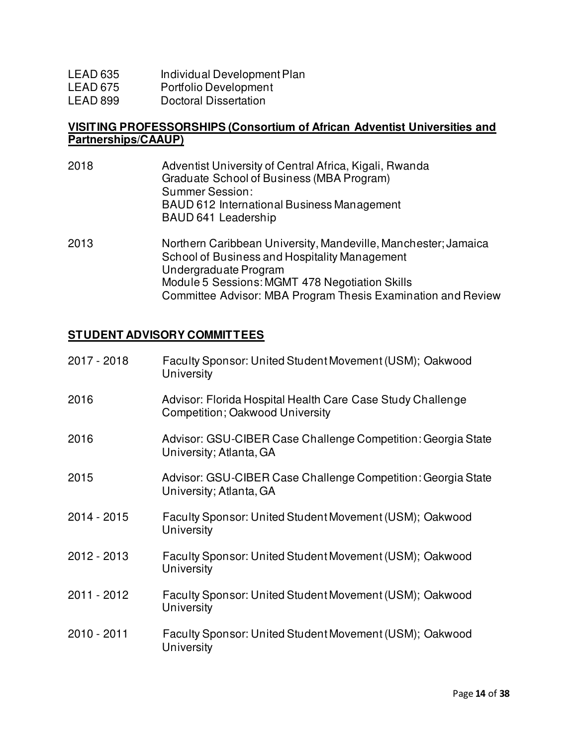| | |
|---|---|
| LEAD 635 | Individual Development Plan |
| LEAD 675 | Portfolio Development |
| LEAD 899 | Doctoral Dissertation |

## VISITING PROFESSORSHIPS (Consortium of African Adventist Universities and Partnerships/CAAUP)

2018 — Adventist University of Central Africa, Kigali, Rwanda
Graduate School of Business (MBA Program)
Summer Session:
BAUD 612 International Business Management
BAUD 641 Leadership

2013 — Northern Caribbean University, Mandeville, Manchester; Jamaica
School of Business and Hospitality Management
Undergraduate Program
Module 5 Sessions: MGMT 478 Negotiation Skills
Committee Advisor: MBA Program Thesis Examination and Review

## STUDENT ADVISORY COMMITTEES

| | |
|---|---|
| 2017 - 2018 | Faculty Sponsor: United Student Movement (USM); Oakwood University |
| 2016 | Advisor: Florida Hospital Health Care Case Study Challenge Competition; Oakwood University |
| 2016 | Advisor: GSU-CIBER Case Challenge Competition: Georgia State University; Atlanta, GA |
| 2015 | Advisor: GSU-CIBER Case Challenge Competition: Georgia State University; Atlanta, GA |
| 2014 - 2015 | Faculty Sponsor: United Student Movement (USM); Oakwood University |
| 2012 - 2013 | Faculty Sponsor: United Student Movement (USM); Oakwood University |
| 2011 - 2012 | Faculty Sponsor: United Student Movement (USM); Oakwood University |
| 2010 - 2011 | Faculty Sponsor: United Student Movement (USM); Oakwood University |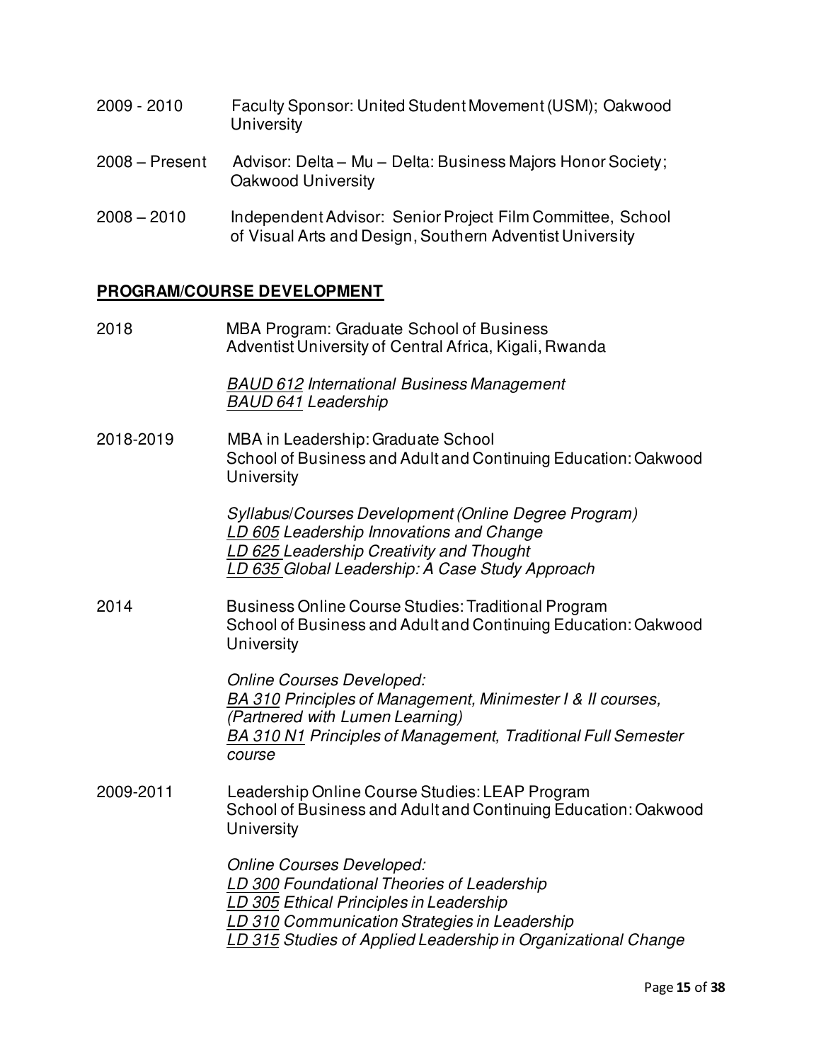2009 - 2010 Faculty Sponsor: United Student Movement (USM); Oakwood University

2008 – Present Advisor: Delta – Mu – Delta: Business Majors Honor Society; Oakwood University

2008 – 2010 Independent Advisor: Senior Project Film Committee, School of Visual Arts and Design, Southern Adventist University

## PROGRAM/COURSE DEVELOPMENT

2018 MBA Program: Graduate School of Business
Adventist University of Central Africa, Kigali, Rwanda

*BAUD 612 International Business Management*
*BAUD 641 Leadership*

2018-2019 MBA in Leadership: Graduate School
School of Business and Adult and Continuing Education: Oakwood University

*Syllabus/Courses Development (Online Degree Program)*
*LD 605 Leadership Innovations and Change*
*LD 625 Leadership Creativity and Thought*
*LD 635 Global Leadership: A Case Study Approach*

2014 Business Online Course Studies: Traditional Program
School of Business and Adult and Continuing Education: Oakwood University

*Online Courses Developed:*
*BA 310 Principles of Management, Minimester I & II courses, (Partnered with Lumen Learning)*
*BA 310 N1 Principles of Management, Traditional Full Semester course*

2009-2011 Leadership Online Course Studies: LEAP Program
School of Business and Adult and Continuing Education: Oakwood University

*Online Courses Developed:*
*LD 300 Foundational Theories of Leadership*
*LD 305 Ethical Principles in Leadership*
*LD 310 Communication Strategies in Leadership*
*LD 315 Studies of Applied Leadership in Organizational Change*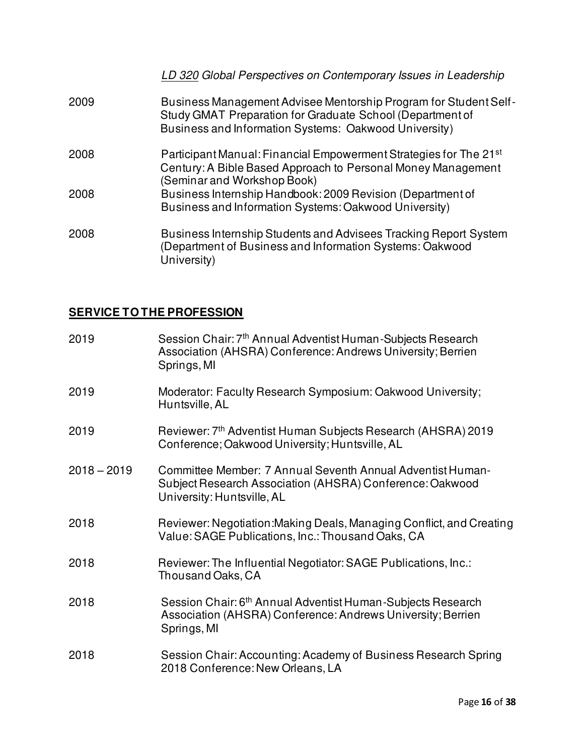*LD 320 Global Perspectives on Contemporary Issues in Leadership*

2009 Business Management Advisee Mentorship Program for Student Self-Study GMAT Preparation for Graduate School (Department of Business and Information Systems: Oakwood University)

2008 Participant Manual: Financial Empowerment Strategies for The 21st Century: A Bible Based Approach to Personal Money Management (Seminar and Workshop Book)

2008 Business Internship Handbook: 2009 Revision (Department of Business and Information Systems: Oakwood University)

2008 Business Internship Students and Advisees Tracking Report System (Department of Business and Information Systems: Oakwood University)

## SERVICE TO THE PROFESSION

2019 Session Chair: 7th Annual Adventist Human-Subjects Research Association (AHSRA) Conference: Andrews University; Berrien Springs, MI

2019 Moderator: Faculty Research Symposium: Oakwood University; Huntsville, AL

2019 Reviewer: 7th Adventist Human Subjects Research (AHSRA) 2019 Conference; Oakwood University; Huntsville, AL

2018 – 2019 Committee Member: 7 Annual Seventh Annual Adventist Human-Subject Research Association (AHSRA) Conference: Oakwood University: Huntsville, AL

2018 Reviewer: Negotiation:Making Deals, Managing Conflict, and Creating Value: SAGE Publications, Inc.: Thousand Oaks, CA

2018 Reviewer: The Influential Negotiator: SAGE Publications, Inc.: Thousand Oaks, CA

2018 Session Chair: 6th Annual Adventist Human-Subjects Research Association (AHSRA) Conference: Andrews University; Berrien Springs, MI

2018 Session Chair: Accounting: Academy of Business Research Spring 2018 Conference: New Orleans, LA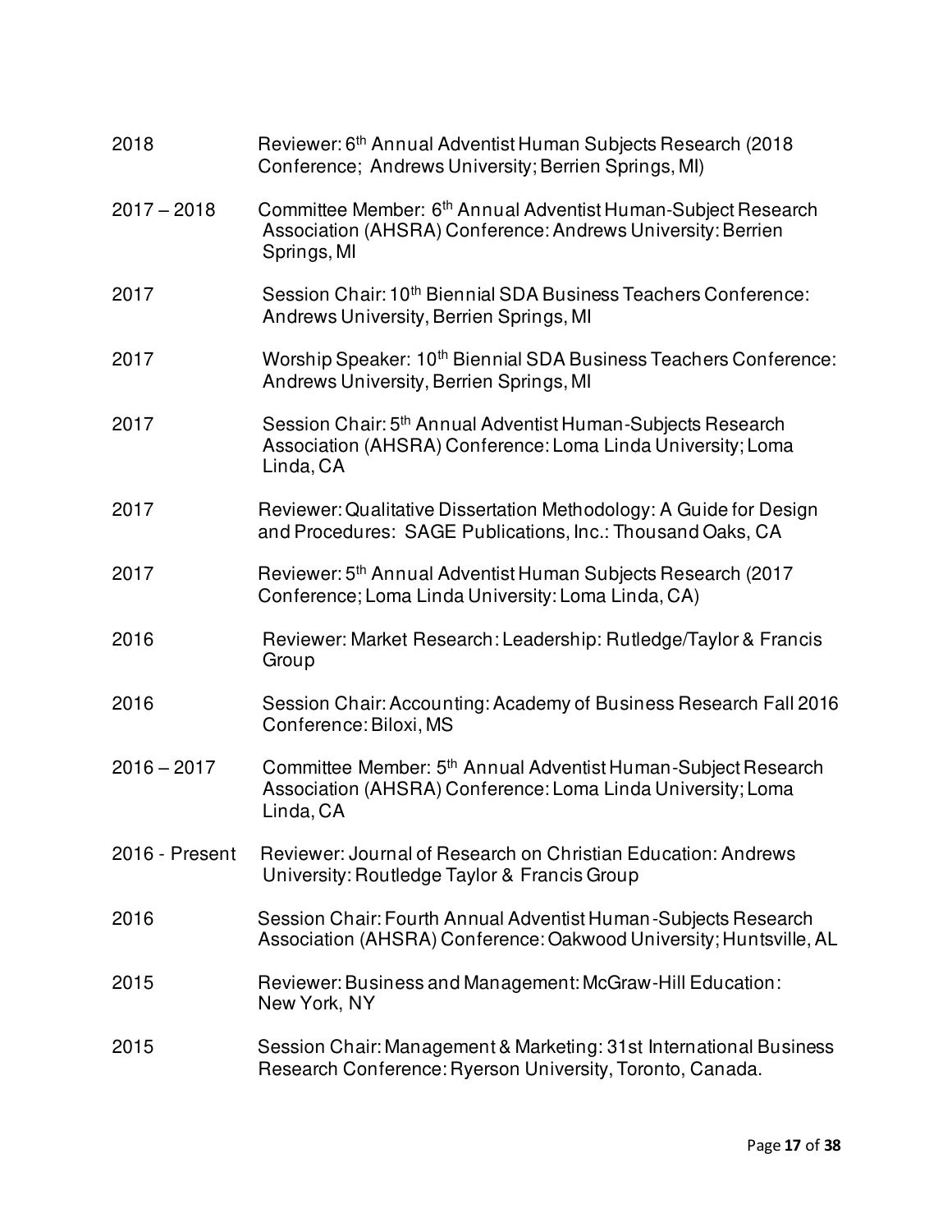| | |
|---|---|
| 2018 | Reviewer: 6th Annual Adventist Human Subjects Research (2018 Conference; Andrews University; Berrien Springs, MI) |
| 2017 – 2018 | Committee Member: 6th Annual Adventist Human-Subject Research Association (AHSRA) Conference: Andrews University: Berrien Springs, MI |
| 2017 | Session Chair: 10th Biennial SDA Business Teachers Conference: Andrews University, Berrien Springs, MI |
| 2017 | Worship Speaker: 10th Biennial SDA Business Teachers Conference: Andrews University, Berrien Springs, MI |
| 2017 | Session Chair: 5th Annual Adventist Human-Subjects Research Association (AHSRA) Conference: Loma Linda University; Loma Linda, CA |
| 2017 | Reviewer: Qualitative Dissertation Methodology: A Guide for Design and Procedures: SAGE Publications, Inc.: Thousand Oaks, CA |
| 2017 | Reviewer: 5th Annual Adventist Human Subjects Research (2017 Conference; Loma Linda University: Loma Linda, CA) |
| 2016 | Reviewer: Market Research: Leadership: Rutledge/Taylor & Francis Group |
| 2016 | Session Chair: Accounting: Academy of Business Research Fall 2016 Conference: Biloxi, MS |
| 2016 – 2017 | Committee Member: 5th Annual Adventist Human-Subject Research Association (AHSRA) Conference: Loma Linda University; Loma Linda, CA |
| 2016 - Present | Reviewer: Journal of Research on Christian Education: Andrews University: Routledge Taylor & Francis Group |
| 2016 | Session Chair: Fourth Annual Adventist Human-Subjects Research Association (AHSRA) Conference: Oakwood University; Huntsville, AL |
| 2015 | Reviewer: Business and Management: McGraw-Hill Education: New York, NY |
| 2015 | Session Chair: Management & Marketing: 31st International Business Research Conference: Ryerson University, Toronto, Canada. |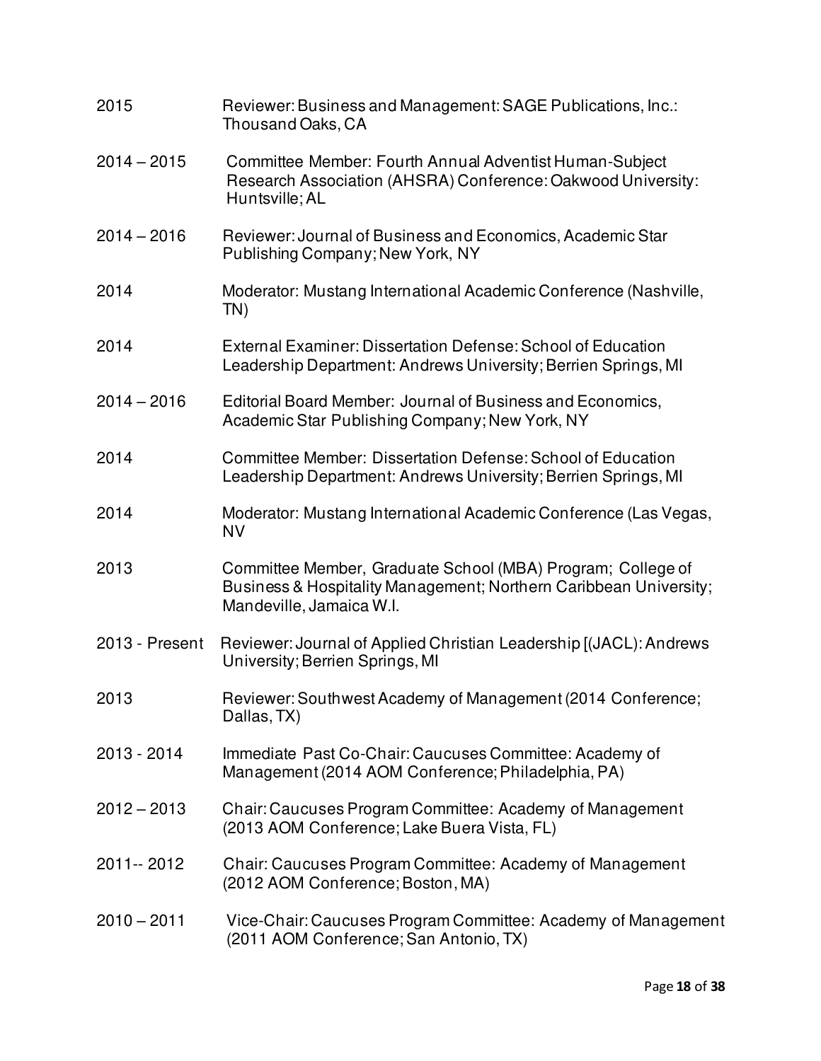| | |
|---|---|
| 2015 | Reviewer: Business and Management: SAGE Publications, Inc.: Thousand Oaks, CA |
| 2014 – 2015 | Committee Member: Fourth Annual Adventist Human-Subject Research Association (AHSRA) Conference: Oakwood University: Huntsville; AL |
| 2014 – 2016 | Reviewer: Journal of Business and Economics, Academic Star Publishing Company; New York, NY |
| 2014 | Moderator: Mustang International Academic Conference (Nashville, TN) |
| 2014 | External Examiner: Dissertation Defense: School of Education Leadership Department: Andrews University; Berrien Springs, MI |
| 2014 – 2016 | Editorial Board Member: Journal of Business and Economics, Academic Star Publishing Company; New York, NY |
| 2014 | Committee Member: Dissertation Defense: School of Education Leadership Department: Andrews University; Berrien Springs, MI |
| 2014 | Moderator: Mustang International Academic Conference (Las Vegas, NV |
| 2013 | Committee Member, Graduate School (MBA) Program; College of Business & Hospitality Management; Northern Caribbean University; Mandeville, Jamaica W.I. |
| 2013 - Present | Reviewer: Journal of Applied Christian Leadership [(JACL): Andrews University; Berrien Springs, MI |
| 2013 | Reviewer: Southwest Academy of Management (2014 Conference; Dallas, TX) |
| 2013 - 2014 | Immediate Past Co-Chair: Caucuses Committee: Academy of Management (2014 AOM Conference; Philadelphia, PA) |
| 2012 – 2013 | Chair: Caucuses Program Committee: Academy of Management (2013 AOM Conference; Lake Buera Vista, FL) |
| 2011-- 2012 | Chair: Caucuses Program Committee: Academy of Management (2012 AOM Conference; Boston, MA) |
| 2010 – 2011 | Vice-Chair: Caucuses Program Committee: Academy of Management (2011 AOM Conference; San Antonio, TX) |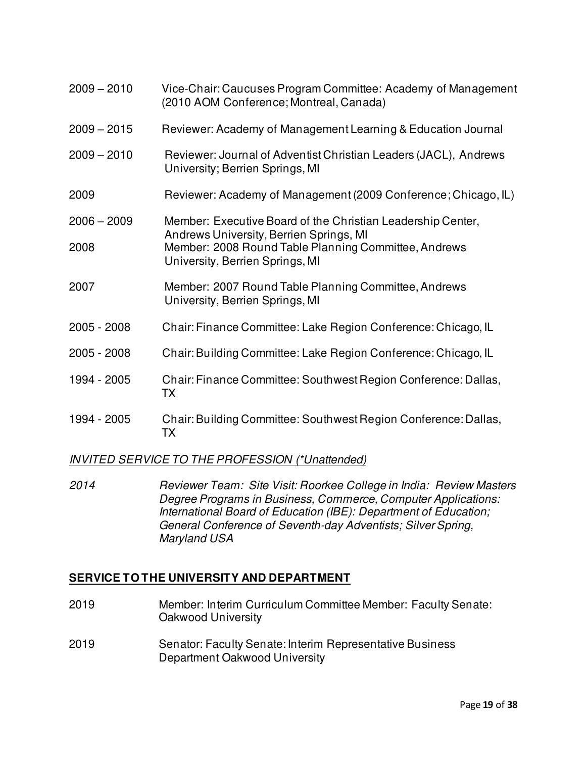2009 – 2010 Vice-Chair: Caucuses Program Committee: Academy of Management (2010 AOM Conference; Montreal, Canada)

2009 – 2015 Reviewer: Academy of Management Learning & Education Journal

2009 – 2010 Reviewer: Journal of Adventist Christian Leaders (JACL), Andrews University; Berrien Springs, MI

2009 Reviewer: Academy of Management (2009 Conference; Chicago, IL)

2006 – 2009 Member: Executive Board of the Christian Leadership Center, Andrews University, Berrien Springs, MI

2008 Member: 2008 Round Table Planning Committee, Andrews University, Berrien Springs, MI

2007 Member: 2007 Round Table Planning Committee, Andrews University, Berrien Springs, MI

2005 - 2008 Chair: Finance Committee: Lake Region Conference: Chicago, IL

2005 - 2008 Chair: Building Committee: Lake Region Conference: Chicago, IL

1994 - 2005 Chair: Finance Committee: Southwest Region Conference: Dallas, TX

1994 - 2005 Chair: Building Committee: Southwest Region Conference: Dallas, TX

*INVITED SERVICE TO THE PROFESSION (*Unattended)*

*2014 Reviewer Team: Site Visit: Roorkee College in India: Review Masters Degree Programs in Business, Commerce, Computer Applications: International Board of Education (IBE): Department of Education; General Conference of Seventh-day Adventists; Silver Spring, Maryland USA*

## SERVICE TO THE UNIVERSITY AND DEPARTMENT

2019 Member: Interim Curriculum Committee Member: Faculty Senate: Oakwood University

2019 Senator: Faculty Senate: Interim Representative Business Department Oakwood University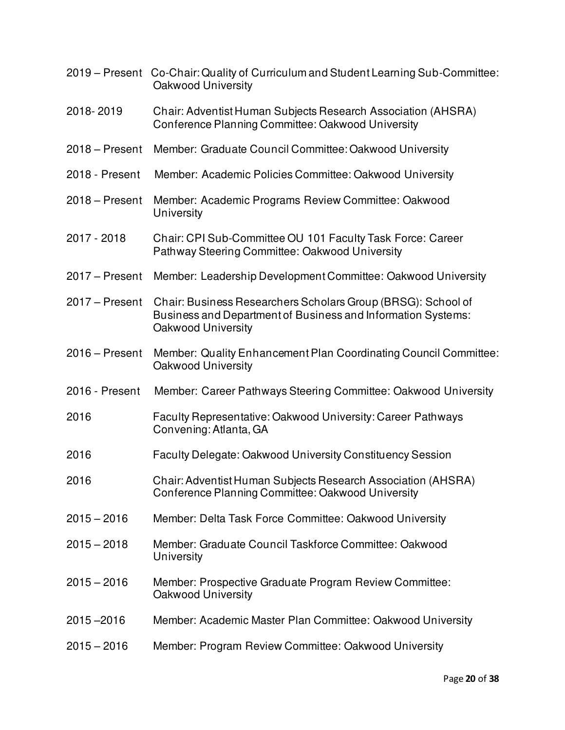2019 – Present Co-Chair: Quality of Curriculum and Student Learning Sub-Committee: Oakwood University

2018- 2019 Chair: Adventist Human Subjects Research Association (AHSRA) Conference Planning Committee: Oakwood University

2018 – Present Member: Graduate Council Committee: Oakwood University

2018 - Present Member: Academic Policies Committee: Oakwood University

2018 – Present Member: Academic Programs Review Committee: Oakwood University

2017 - 2018 Chair: CPI Sub-Committee OU 101 Faculty Task Force: Career Pathway Steering Committee: Oakwood University

2017 – Present Member: Leadership Development Committee: Oakwood University

2017 – Present Chair: Business Researchers Scholars Group (BRSG): School of Business and Department of Business and Information Systems: Oakwood University

2016 – Present Member: Quality Enhancement Plan Coordinating Council Committee: Oakwood University

2016 - Present Member: Career Pathways Steering Committee: Oakwood University

2016 Faculty Representative: Oakwood University: Career Pathways Convening: Atlanta, GA

2016 Faculty Delegate: Oakwood University Constituency Session

2016 Chair: Adventist Human Subjects Research Association (AHSRA) Conference Planning Committee: Oakwood University

2015 – 2016 Member: Delta Task Force Committee: Oakwood University

2015 – 2018 Member: Graduate Council Taskforce Committee: Oakwood University

2015 – 2016 Member: Prospective Graduate Program Review Committee: Oakwood University

2015 –2016 Member: Academic Master Plan Committee: Oakwood University

2015 – 2016 Member: Program Review Committee: Oakwood University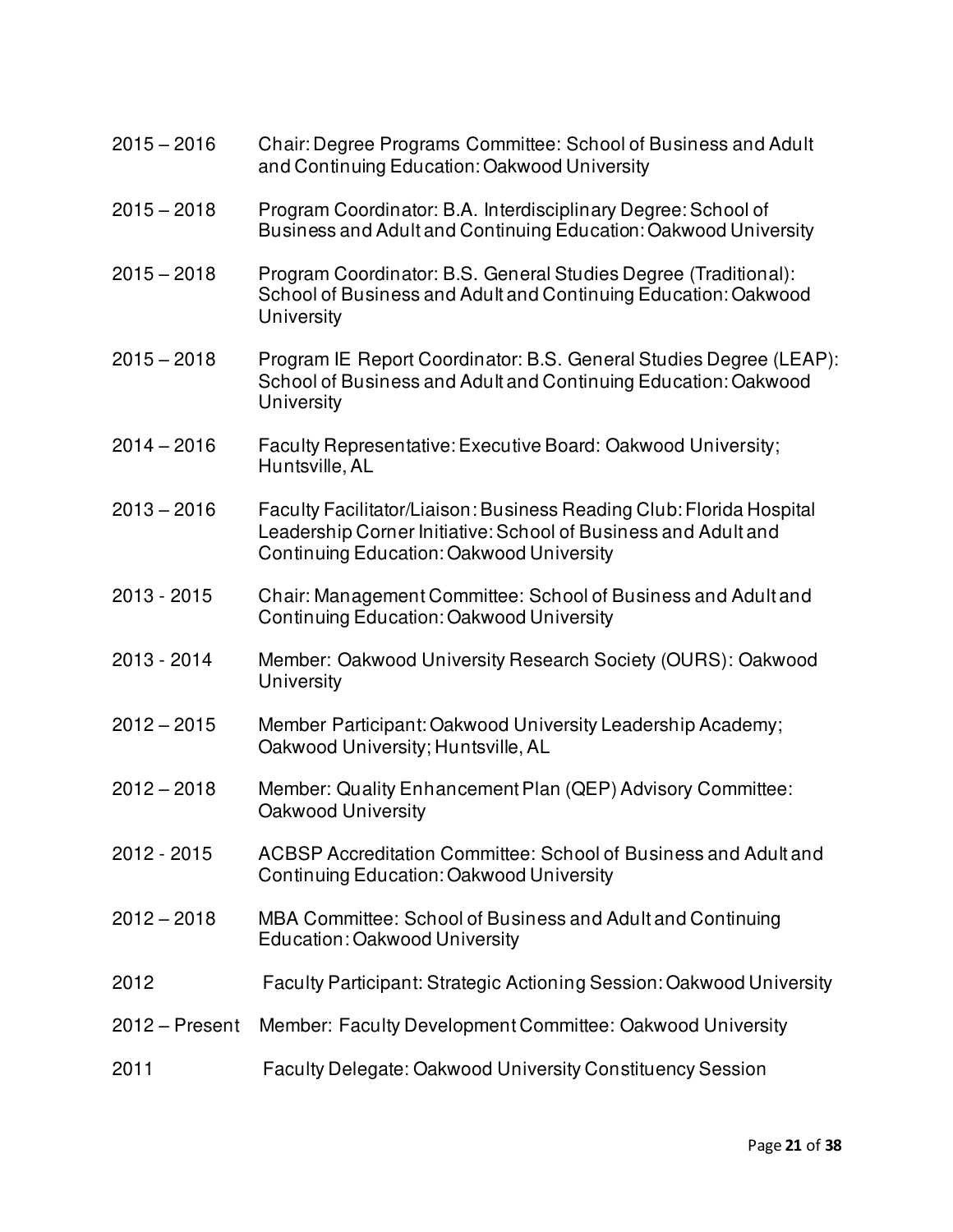2015 – 2016 Chair: Degree Programs Committee: School of Business and Adult and Continuing Education: Oakwood University

2015 – 2018 Program Coordinator: B.A. Interdisciplinary Degree: School of Business and Adult and Continuing Education: Oakwood University

2015 – 2018 Program Coordinator: B.S. General Studies Degree (Traditional): School of Business and Adult and Continuing Education: Oakwood University

2015 – 2018 Program IE Report Coordinator: B.S. General Studies Degree (LEAP): School of Business and Adult and Continuing Education: Oakwood University

2014 – 2016 Faculty Representative: Executive Board: Oakwood University; Huntsville, AL

2013 – 2016 Faculty Facilitator/Liaison: Business Reading Club: Florida Hospital Leadership Corner Initiative: School of Business and Adult and Continuing Education: Oakwood University

2013 - 2015 Chair: Management Committee: School of Business and Adult and Continuing Education: Oakwood University

2013 - 2014 Member: Oakwood University Research Society (OURS): Oakwood University

2012 – 2015 Member Participant: Oakwood University Leadership Academy; Oakwood University; Huntsville, AL

2012 – 2018 Member: Quality Enhancement Plan (QEP) Advisory Committee: Oakwood University

2012 - 2015 ACBSP Accreditation Committee: School of Business and Adult and Continuing Education: Oakwood University

2012 – 2018 MBA Committee: School of Business and Adult and Continuing Education: Oakwood University

2012 Faculty Participant: Strategic Actioning Session: Oakwood University

2012 – Present Member: Faculty Development Committee: Oakwood University

2011 Faculty Delegate: Oakwood University Constituency Session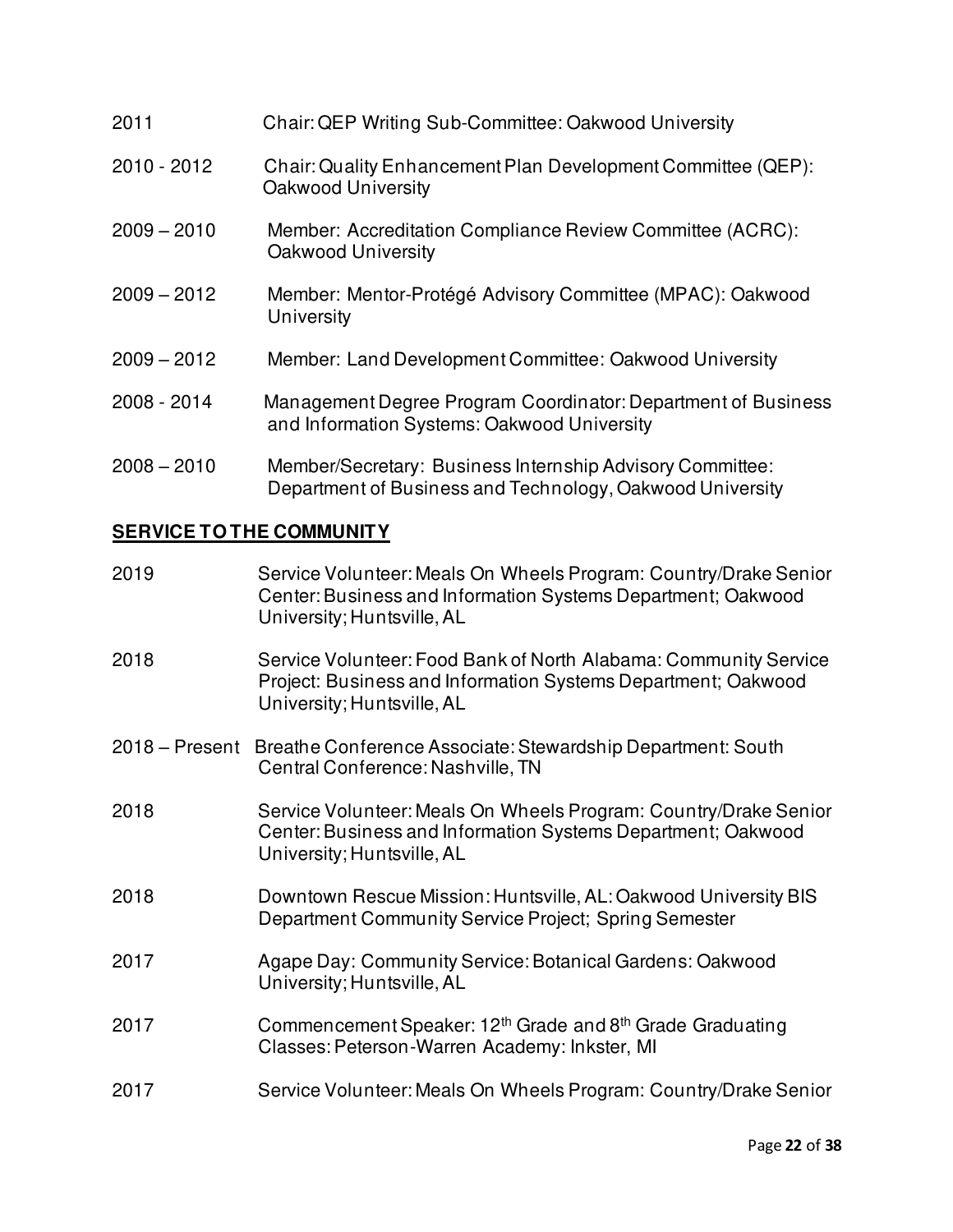2011 Chair: QEP Writing Sub-Committee: Oakwood University

2010 - 2012 Chair: Quality Enhancement Plan Development Committee (QEP): Oakwood University

2009 – 2010 Member: Accreditation Compliance Review Committee (ACRC): Oakwood University

2009 – 2012 Member: Mentor-Protégé Advisory Committee (MPAC): Oakwood University

2009 – 2012 Member: Land Development Committee: Oakwood University

2008 - 2014 Management Degree Program Coordinator: Department of Business and Information Systems: Oakwood University

2008 – 2010 Member/Secretary: Business Internship Advisory Committee: Department of Business and Technology, Oakwood University

## SERVICE TO THE COMMUNITY

2019 Service Volunteer: Meals On Wheels Program: Country/Drake Senior Center: Business and Information Systems Department; Oakwood University; Huntsville, AL

2018 Service Volunteer: Food Bank of North Alabama: Community Service Project: Business and Information Systems Department; Oakwood University; Huntsville, AL

2018 – Present Breathe Conference Associate: Stewardship Department: South Central Conference: Nashville, TN

2018 Service Volunteer: Meals On Wheels Program: Country/Drake Senior Center: Business and Information Systems Department; Oakwood University; Huntsville, AL

2018 Downtown Rescue Mission: Huntsville, AL: Oakwood University BIS Department Community Service Project; Spring Semester

2017 Agape Day: Community Service: Botanical Gardens: Oakwood University; Huntsville, AL

2017 Commencement Speaker: 12th Grade and 8th Grade Graduating Classes: Peterson-Warren Academy: Inkster, MI

2017 Service Volunteer: Meals On Wheels Program: Country/Drake Senior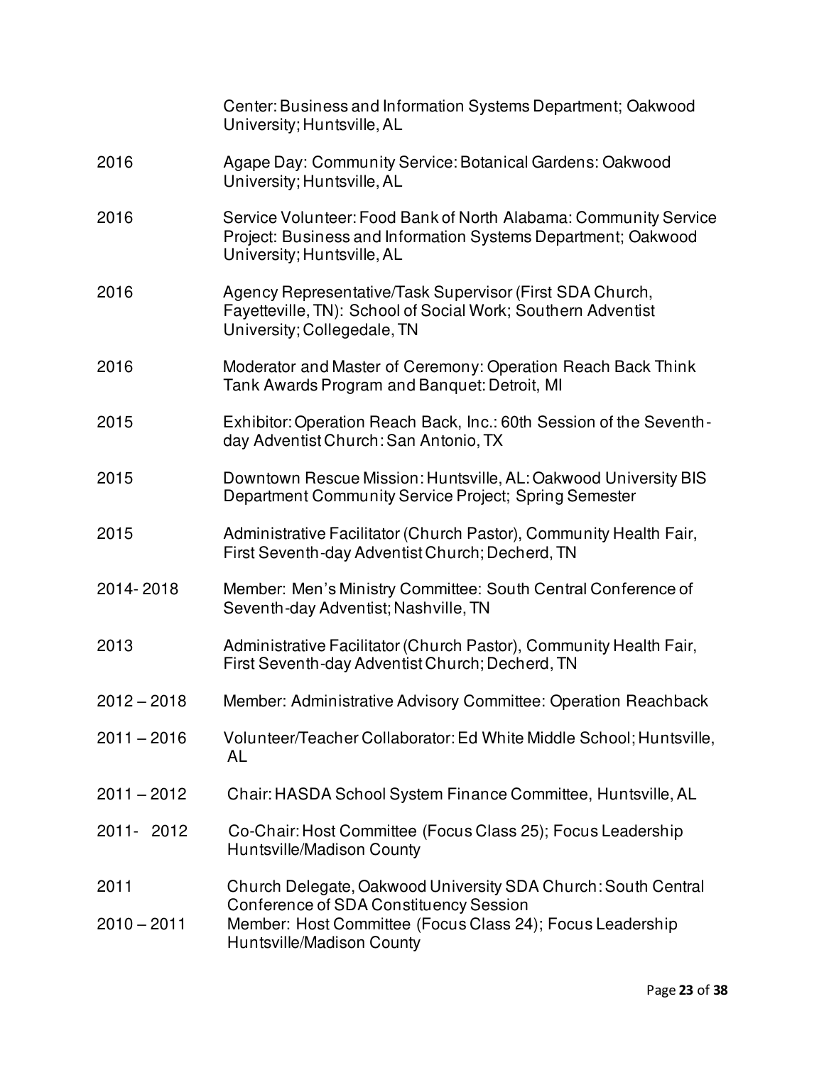| | |
|---|---|
| | Center: Business and Information Systems Department; Oakwood University; Huntsville, AL |
| 2016 | Agape Day: Community Service: Botanical Gardens: Oakwood University; Huntsville, AL |
| 2016 | Service Volunteer: Food Bank of North Alabama: Community Service Project: Business and Information Systems Department; Oakwood University; Huntsville, AL |
| 2016 | Agency Representative/Task Supervisor (First SDA Church, Fayetteville, TN): School of Social Work; Southern Adventist University; Collegedale, TN |
| 2016 | Moderator and Master of Ceremony: Operation Reach Back Think Tank Awards Program and Banquet: Detroit, MI |
| 2015 | Exhibitor: Operation Reach Back, Inc.: 60th Session of the Seventh-day Adventist Church: San Antonio, TX |
| 2015 | Downtown Rescue Mission: Huntsville, AL: Oakwood University BIS Department Community Service Project; Spring Semester |
| 2015 | Administrative Facilitator (Church Pastor), Community Health Fair, First Seventh-day Adventist Church; Decherd, TN |
| 2014- 2018 | Member: Men's Ministry Committee: South Central Conference of Seventh-day Adventist; Nashville, TN |
| 2013 | Administrative Facilitator (Church Pastor), Community Health Fair, First Seventh-day Adventist Church; Decherd, TN |
| 2012 – 2018 | Member: Administrative Advisory Committee: Operation Reachback |
| 2011 – 2016 | Volunteer/Teacher Collaborator: Ed White Middle School; Huntsville, AL |
| 2011 – 2012 | Chair: HASDA School System Finance Committee, Huntsville, AL |
| 2011- 2012 | Co-Chair: Host Committee (Focus Class 25); Focus Leadership Huntsville/Madison County |
| 2011 | Church Delegate, Oakwood University SDA Church: South Central Conference of SDA Constituency Session |
| 2010 – 2011 | Member: Host Committee (Focus Class 24); Focus Leadership Huntsville/Madison County |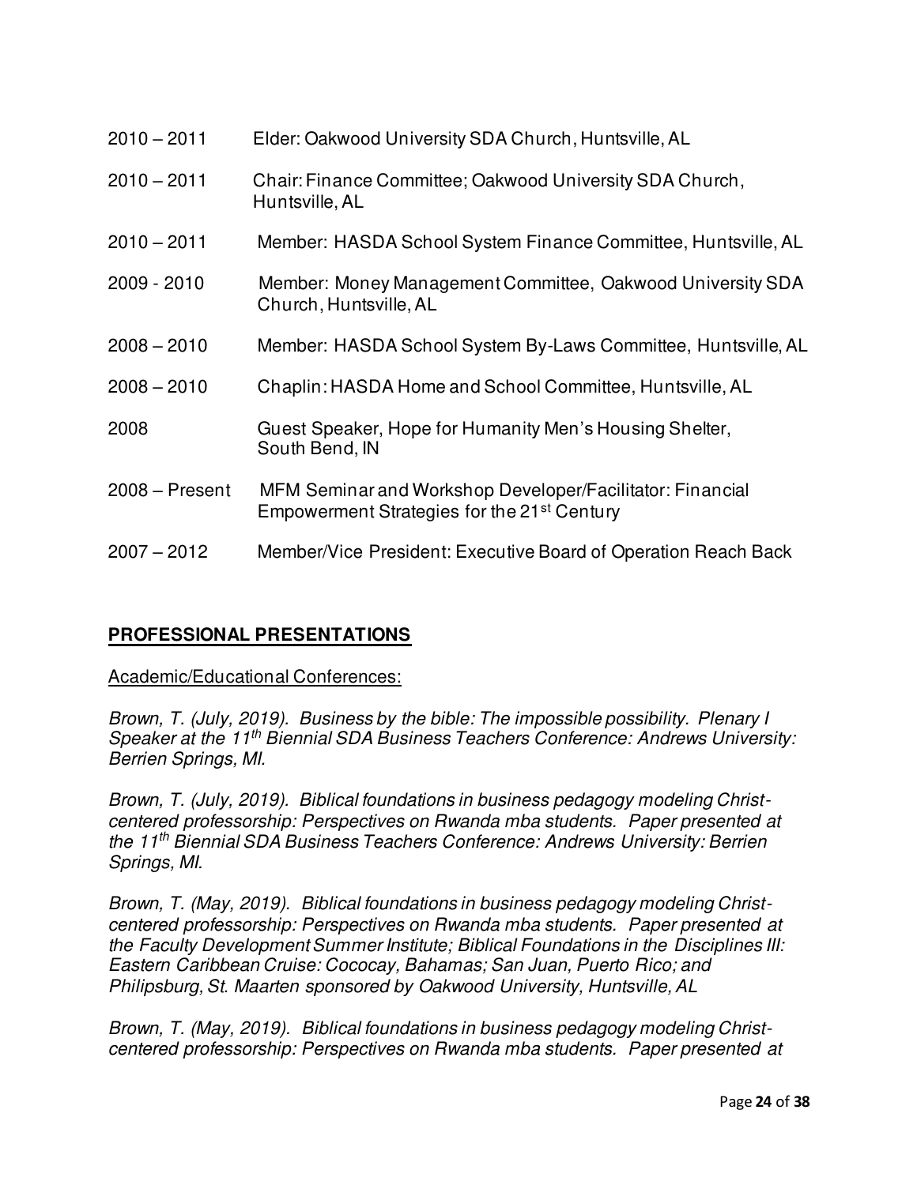2010 – 2011 Elder: Oakwood University SDA Church, Huntsville, AL

2010 – 2011 Chair: Finance Committee; Oakwood University SDA Church, Huntsville, AL

2010 – 2011 Member: HASDA School System Finance Committee, Huntsville, AL

2009 - 2010 Member: Money Management Committee, Oakwood University SDA Church, Huntsville, AL

2008 – 2010 Member: HASDA School System By-Laws Committee, Huntsville, AL

2008 – 2010 Chaplin: HASDA Home and School Committee, Huntsville, AL

2008 Guest Speaker, Hope for Humanity Men's Housing Shelter, South Bend, IN

2008 – Present MFM Seminar and Workshop Developer/Facilitator: Financial Empowerment Strategies for the 21st Century

2007 – 2012 Member/Vice President: Executive Board of Operation Reach Back

## PROFESSIONAL PRESENTATIONS

Academic/Educational Conferences:

*Brown, T. (July, 2019). Business by the bible: The impossible possibility. Plenary I Speaker at the 11th Biennial SDA Business Teachers Conference: Andrews University: Berrien Springs, MI.*

*Brown, T. (July, 2019). Biblical foundations in business pedagogy modeling Christ-centered professorship: Perspectives on Rwanda mba students. Paper presented at the 11th Biennial SDA Business Teachers Conference: Andrews University: Berrien Springs, MI.*

*Brown, T. (May, 2019). Biblical foundations in business pedagogy modeling Christ-centered professorship: Perspectives on Rwanda mba students. Paper presented at the Faculty Development Summer Institute; Biblical Foundations in the Disciplines III: Eastern Caribbean Cruise: Cococay, Bahamas; San Juan, Puerto Rico; and Philipsburg, St. Maarten sponsored by Oakwood University, Huntsville, AL*

*Brown, T. (May, 2019). Biblical foundations in business pedagogy modeling Christ-centered professorship: Perspectives on Rwanda mba students. Paper presented at*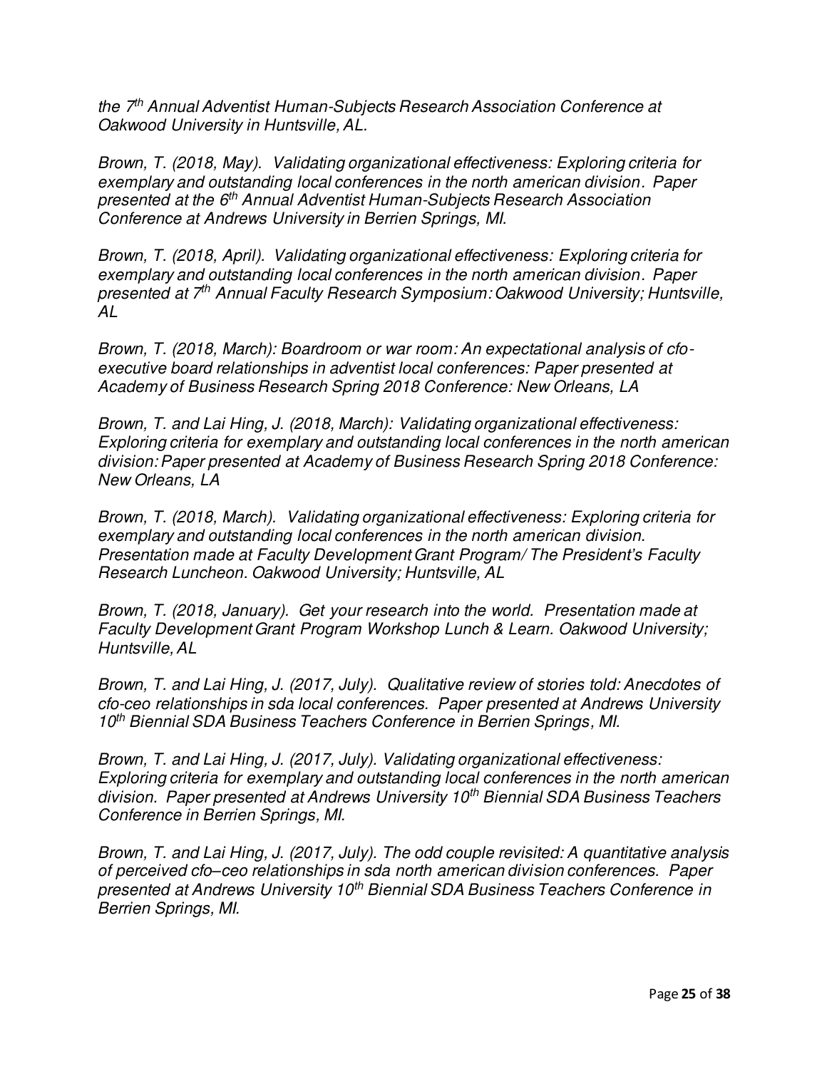*the 7th Annual Adventist Human-Subjects Research Association Conference at Oakwood University in Huntsville, AL.*

*Brown, T. (2018, May). Validating organizational effectiveness: Exploring criteria for exemplary and outstanding local conferences in the north american division. Paper presented at the 6th Annual Adventist Human-Subjects Research Association Conference at Andrews University in Berrien Springs, MI.*

*Brown, T. (2018, April). Validating organizational effectiveness: Exploring criteria for exemplary and outstanding local conferences in the north american division. Paper presented at 7th Annual Faculty Research Symposium: Oakwood University; Huntsville, AL*

*Brown, T. (2018, March): Boardroom or war room: An expectational analysis of cfo-executive board relationships in adventist local conferences: Paper presented at Academy of Business Research Spring 2018 Conference: New Orleans, LA*

*Brown, T. and Lai Hing, J. (2018, March): Validating organizational effectiveness: Exploring criteria for exemplary and outstanding local conferences in the north american division: Paper presented at Academy of Business Research Spring 2018 Conference: New Orleans, LA*

*Brown, T. (2018, March). Validating organizational effectiveness: Exploring criteria for exemplary and outstanding local conferences in the north american division. Presentation made at Faculty Development Grant Program/ The President's Faculty Research Luncheon. Oakwood University; Huntsville, AL*

*Brown, T. (2018, January). Get your research into the world. Presentation made at Faculty Development Grant Program Workshop Lunch & Learn. Oakwood University; Huntsville, AL*

*Brown, T. and Lai Hing, J. (2017, July). Qualitative review of stories told: Anecdotes of cfo-ceo relationships in sda local conferences. Paper presented at Andrews University 10th Biennial SDA Business Teachers Conference in Berrien Springs, MI.*

*Brown, T. and Lai Hing, J. (2017, July). Validating organizational effectiveness: Exploring criteria for exemplary and outstanding local conferences in the north american division. Paper presented at Andrews University 10th Biennial SDA Business Teachers Conference in Berrien Springs, MI.*

*Brown, T. and Lai Hing, J. (2017, July). The odd couple revisited: A quantitative analysis of perceived cfo–ceo relationships in sda north american division conferences. Paper presented at Andrews University 10th Biennial SDA Business Teachers Conference in Berrien Springs, MI.*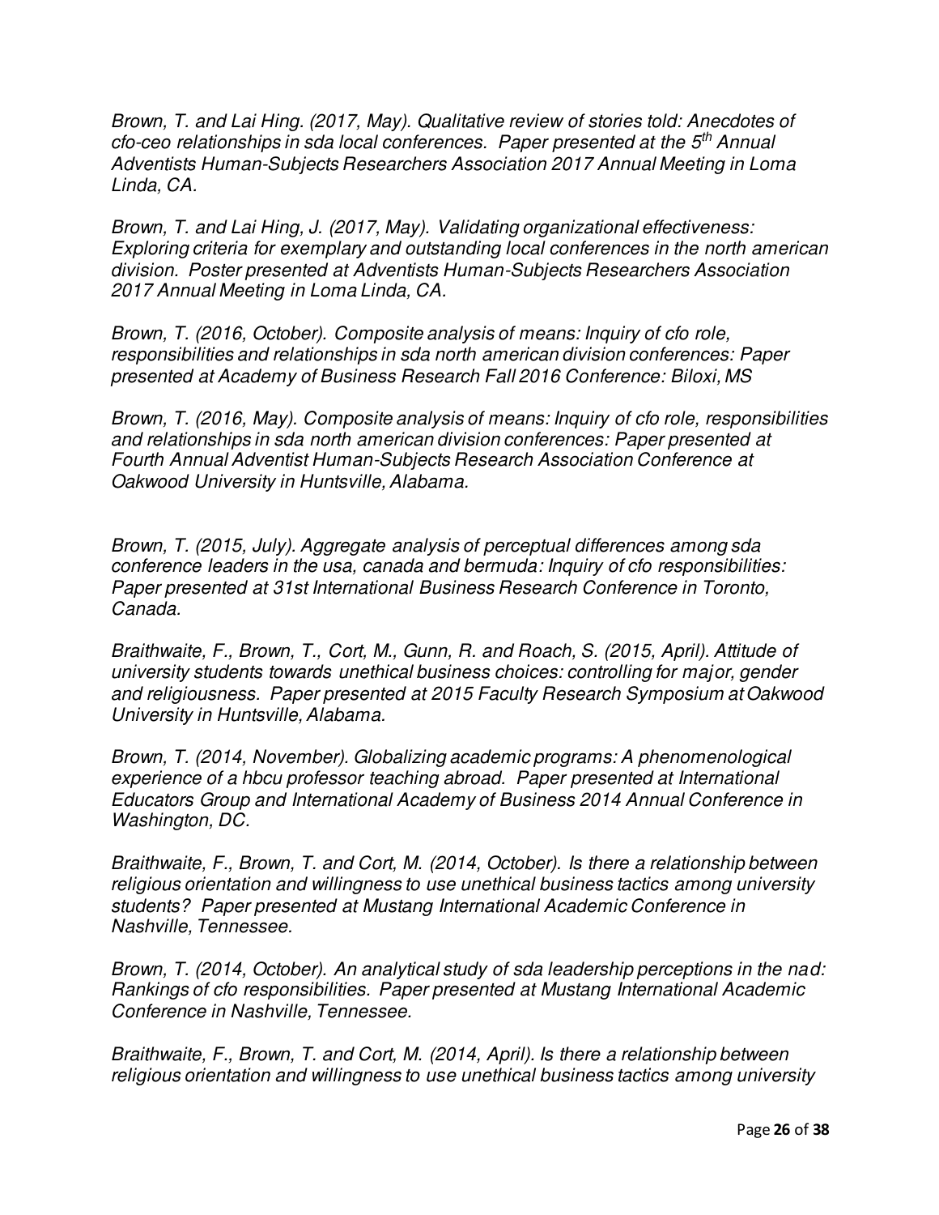*Brown, T. and Lai Hing. (2017, May). Qualitative review of stories told: Anecdotes of cfo-ceo relationships in sda local conferences. Paper presented at the 5th Annual Adventists Human-Subjects Researchers Association 2017 Annual Meeting in Loma Linda, CA.*

*Brown, T. and Lai Hing, J. (2017, May). Validating organizational effectiveness: Exploring criteria for exemplary and outstanding local conferences in the north american division. Poster presented at Adventists Human-Subjects Researchers Association 2017 Annual Meeting in Loma Linda, CA.*

*Brown, T. (2016, October). Composite analysis of means: Inquiry of cfo role, responsibilities and relationships in sda north american division conferences: Paper presented at Academy of Business Research Fall 2016 Conference: Biloxi, MS*

*Brown, T. (2016, May). Composite analysis of means: Inquiry of cfo role, responsibilities and relationships in sda north american division conferences: Paper presented at Fourth Annual Adventist Human-Subjects Research Association Conference at Oakwood University in Huntsville, Alabama.*

*Brown, T. (2015, July). Aggregate analysis of perceptual differences among sda conference leaders in the usa, canada and bermuda: Inquiry of cfo responsibilities: Paper presented at 31st International Business Research Conference in Toronto, Canada.*

*Braithwaite, F., Brown, T., Cort, M., Gunn, R. and Roach, S. (2015, April). Attitude of university students towards unethical business choices: controlling for major, gender and religiousness. Paper presented at 2015 Faculty Research Symposium at Oakwood University in Huntsville, Alabama.*

*Brown, T. (2014, November). Globalizing academic programs: A phenomenological experience of a hbcu professor teaching abroad. Paper presented at International Educators Group and International Academy of Business 2014 Annual Conference in Washington, DC.*

*Braithwaite, F., Brown, T. and Cort, M. (2014, October). Is there a relationship between religious orientation and willingness to use unethical business tactics among university students? Paper presented at Mustang International Academic Conference in Nashville, Tennessee.*

*Brown, T. (2014, October). An analytical study of sda leadership perceptions in the nad: Rankings of cfo responsibilities. Paper presented at Mustang International Academic Conference in Nashville, Tennessee.*

*Braithwaite, F., Brown, T. and Cort, M. (2014, April). Is there a relationship between religious orientation and willingness to use unethical business tactics among university*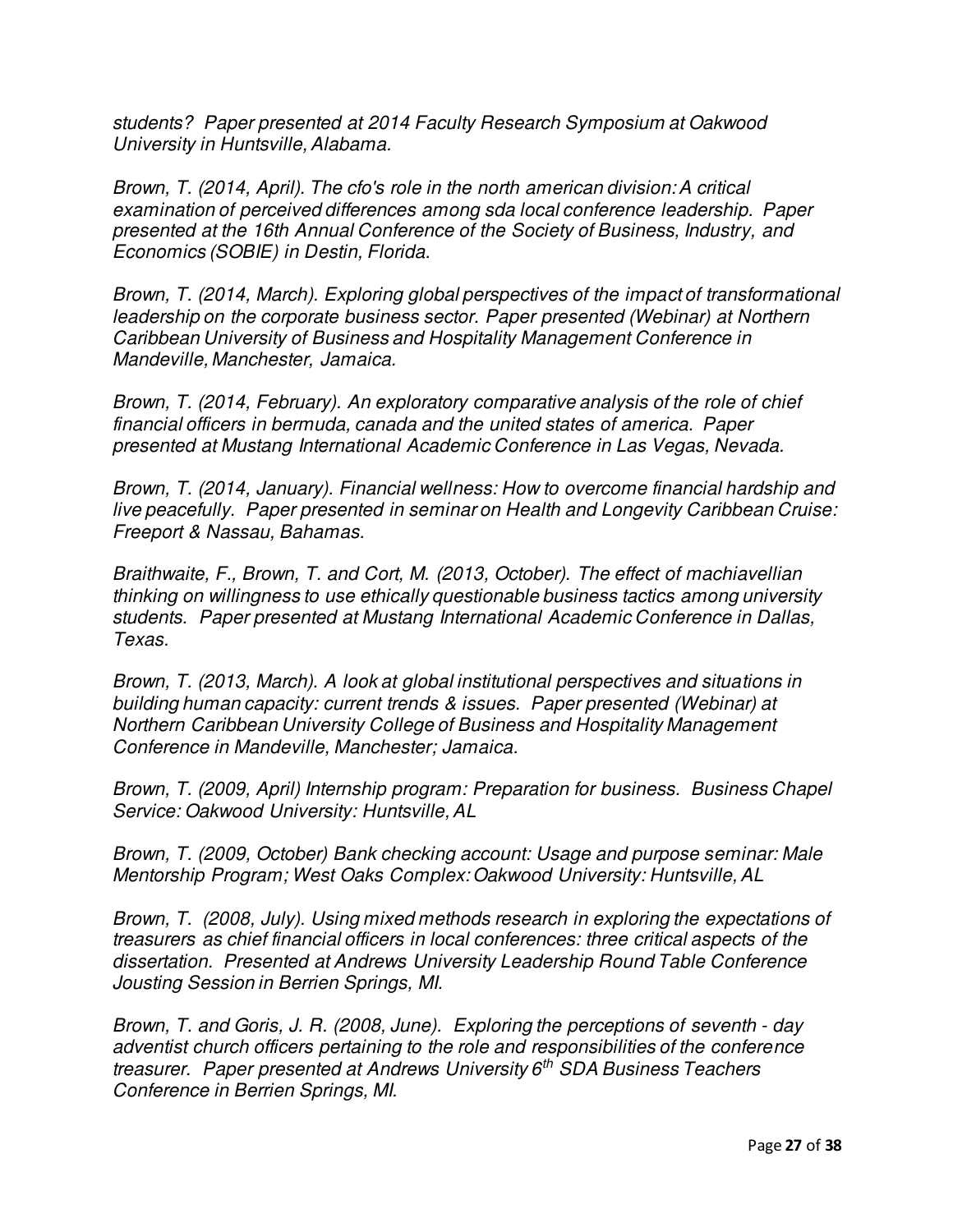*students? Paper presented at 2014 Faculty Research Symposium at Oakwood University in Huntsville, Alabama.*

*Brown, T. (2014, April). The cfo's role in the north american division: A critical examination of perceived differences among sda local conference leadership. Paper presented at the 16th Annual Conference of the Society of Business, Industry, and Economics (SOBIE) in Destin, Florida.*

*Brown, T. (2014, March). Exploring global perspectives of the impact of transformational leadership on the corporate business sector. Paper presented (Webinar) at Northern Caribbean University of Business and Hospitality Management Conference in Mandeville, Manchester, Jamaica.*

*Brown, T. (2014, February). An exploratory comparative analysis of the role of chief financial officers in bermuda, canada and the united states of america. Paper presented at Mustang International Academic Conference in Las Vegas, Nevada.*

*Brown, T. (2014, January). Financial wellness: How to overcome financial hardship and live peacefully. Paper presented in seminar on Health and Longevity Caribbean Cruise: Freeport & Nassau, Bahamas.*

*Braithwaite, F., Brown, T. and Cort, M. (2013, October). The effect of machiavellian thinking on willingness to use ethically questionable business tactics among university students. Paper presented at Mustang International Academic Conference in Dallas, Texas.*

*Brown, T. (2013, March). A look at global institutional perspectives and situations in building human capacity: current trends & issues. Paper presented (Webinar) at Northern Caribbean University College of Business and Hospitality Management Conference in Mandeville, Manchester; Jamaica.*

*Brown, T. (2009, April) Internship program: Preparation for business. Business Chapel Service: Oakwood University: Huntsville, AL*

*Brown, T. (2009, October) Bank checking account: Usage and purpose seminar: Male Mentorship Program; West Oaks Complex: Oakwood University: Huntsville, AL*

*Brown, T. (2008, July). Using mixed methods research in exploring the expectations of treasurers as chief financial officers in local conferences: three critical aspects of the dissertation. Presented at Andrews University Leadership Round Table Conference Jousting Session in Berrien Springs, MI.*

*Brown, T. and Goris, J. R. (2008, June). Exploring the perceptions of seventh - day adventist church officers pertaining to the role and responsibilities of the conference treasurer. Paper presented at Andrews University 6th SDA Business Teachers Conference in Berrien Springs, MI.*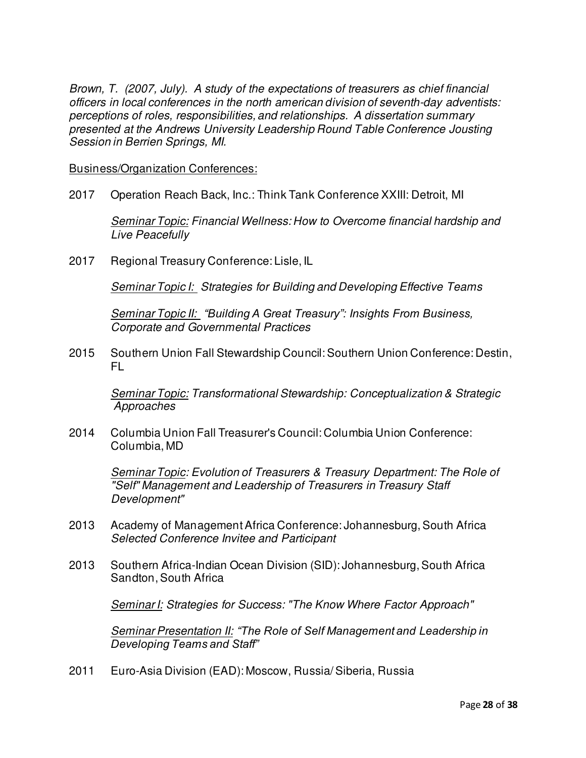*Brown, T. (2007, July). A study of the expectations of treasurers as chief financial officers in local conferences in the north american division of seventh-day adventists: perceptions of roles, responsibilities, and relationships. A dissertation summary presented at the Andrews University Leadership Round Table Conference Jousting Session in Berrien Springs, MI.*

<u>Business/Organization Conferences:</u>

2017 Operation Reach Back, Inc.: Think Tank Conference XXIII: Detroit, MI

*<u>Seminar Topic:</u> Financial Wellness: How to Overcome financial hardship and Live Peacefully*

2017 Regional Treasury Conference: Lisle, IL

*<u>Seminar Topic I:</u> Strategies for Building and Developing Effective Teams*

*<u>Seminar Topic II:</u> "Building A Great Treasury": Insights From Business, Corporate and Governmental Practices*

2015 Southern Union Fall Stewardship Council: Southern Union Conference: Destin, FL

*<u>Seminar Topic:</u> Transformational Stewardship: Conceptualization & Strategic Approaches*

2014 Columbia Union Fall Treasurer's Council: Columbia Union Conference: Columbia, MD

*<u>Seminar Topic</u>: Evolution of Treasurers & Treasury Department: The Role of "Self" Management and Leadership of Treasurers in Treasury Staff Development"*

2013 Academy of Management Africa Conference: Johannesburg, South Africa
*Selected Conference Invitee and Participant*

2013 Southern Africa-Indian Ocean Division (SID): Johannesburg, South Africa Sandton, South Africa

*<u>Seminar I:</u> Strategies for Success: "The Know Where Factor Approach"*

*<u>Seminar Presentation II:</u> "The Role of Self Management and Leadership in Developing Teams and Staff"*

2011 Euro-Asia Division (EAD): Moscow, Russia/ Siberia, Russia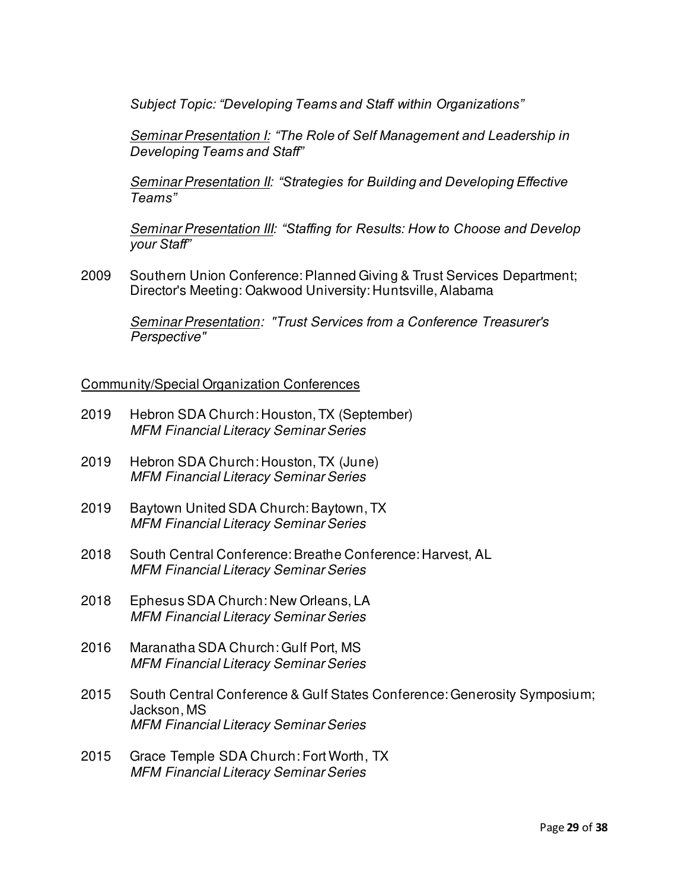*Subject Topic: "Developing Teams and Staff within Organizations"*

*<u>Seminar Presentation I:</u> "The Role of Self Management and Leadership in Developing Teams and Staff"*

*<u>Seminar Presentation II</u>: "Strategies for Building and Developing Effective Teams"*

*<u>Seminar Presentation III</u>: "Staffing for Results: How to Choose and Develop your Staff"*

2009 Southern Union Conference: Planned Giving & Trust Services Department; Director's Meeting: Oakwood University: Huntsville, Alabama

*<u>Seminar Presentation</u>: "Trust Services from a Conference Treasurer's Perspective"*

<u>Community/Special Organization Conferences</u>

2019 Hebron SDA Church: Houston, TX (September)
*MFM Financial Literacy Seminar Series*

2019 Hebron SDA Church: Houston, TX (June)
*MFM Financial Literacy Seminar Series*

2019 Baytown United SDA Church: Baytown, TX
*MFM Financial Literacy Seminar Series*

2018 South Central Conference: Breathe Conference: Harvest, AL
*MFM Financial Literacy Seminar Series*

2018 Ephesus SDA Church: New Orleans, LA
*MFM Financial Literacy Seminar Series*

2016 Maranatha SDA Church: Gulf Port, MS
*MFM Financial Literacy Seminar Series*

2015 South Central Conference & Gulf States Conference: Generosity Symposium; Jackson, MS
*MFM Financial Literacy Seminar Series*

2015 Grace Temple SDA Church: Fort Worth, TX
*MFM Financial Literacy Seminar Series*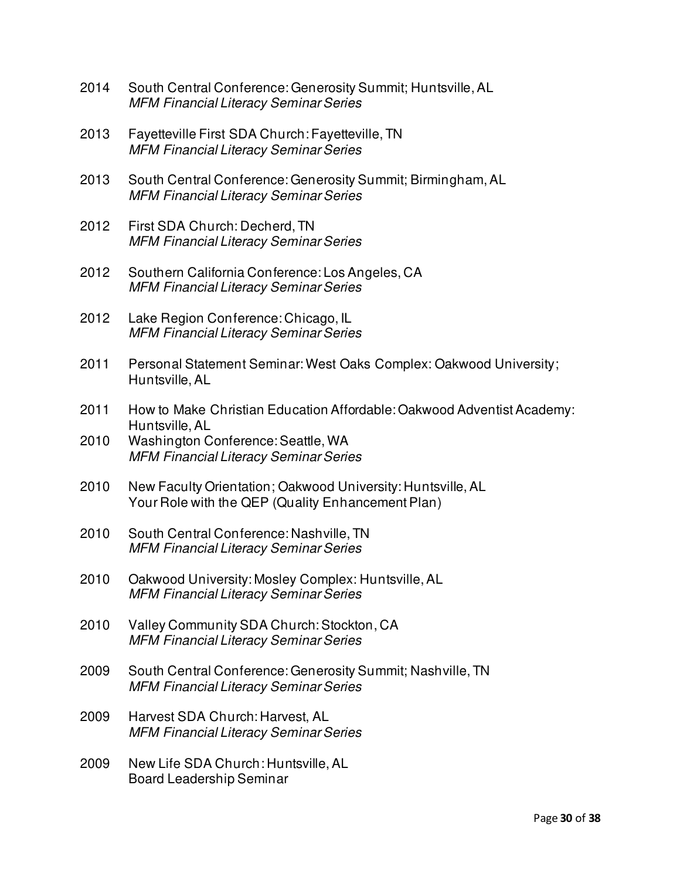2014 South Central Conference: Generosity Summit; Huntsville, AL
*MFM Financial Literacy Seminar Series*

2013 Fayetteville First SDA Church: Fayetteville, TN
*MFM Financial Literacy Seminar Series*

2013 South Central Conference: Generosity Summit; Birmingham, AL
*MFM Financial Literacy Seminar Series*

2012 First SDA Church: Decherd, TN
*MFM Financial Literacy Seminar Series*

2012 Southern California Conference: Los Angeles, CA
*MFM Financial Literacy Seminar Series*

2012 Lake Region Conference: Chicago, IL
*MFM Financial Literacy Seminar Series*

2011 Personal Statement Seminar: West Oaks Complex: Oakwood University; Huntsville, AL

2011 How to Make Christian Education Affordable: Oakwood Adventist Academy: Huntsville, AL

2010 Washington Conference: Seattle, WA
*MFM Financial Literacy Seminar Series*

2010 New Faculty Orientation; Oakwood University: Huntsville, AL
Your Role with the QEP (Quality Enhancement Plan)

2010 South Central Conference: Nashville, TN
*MFM Financial Literacy Seminar Series*

2010 Oakwood University: Mosley Complex: Huntsville, AL
*MFM Financial Literacy Seminar Series*

2010 Valley Community SDA Church: Stockton, CA
*MFM Financial Literacy Seminar Series*

2009 South Central Conference: Generosity Summit; Nashville, TN
*MFM Financial Literacy Seminar Series*

2009 Harvest SDA Church: Harvest, AL
*MFM Financial Literacy Seminar Series*

2009 New Life SDA Church: Huntsville, AL
Board Leadership Seminar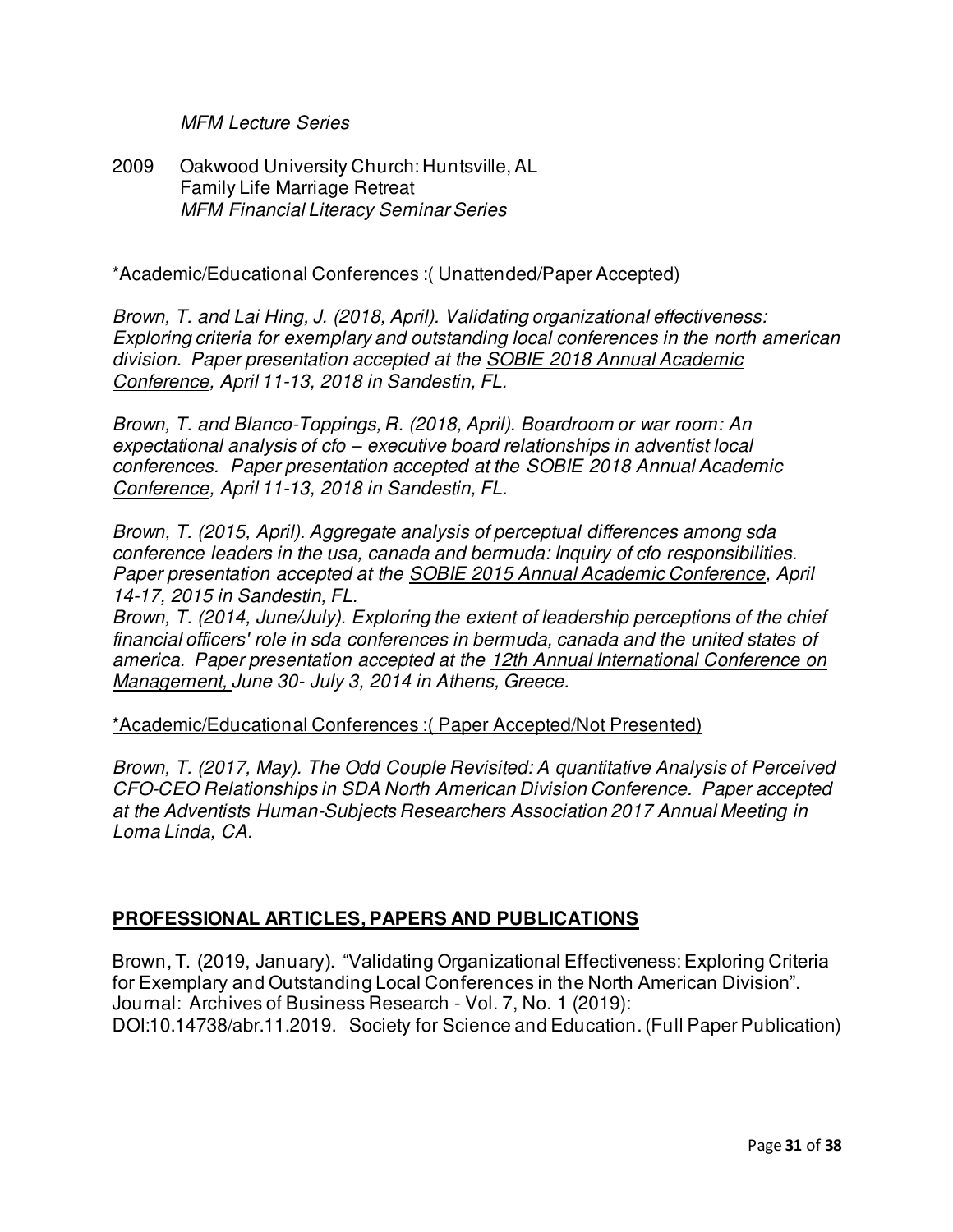*MFM Lecture Series*

2009 Oakwood University Church: Huntsville, AL
Family Life Marriage Retreat
*MFM Financial Literacy Seminar Series*

<u>*Academic/Educational Conferences :( Unattended/Paper Accepted)</u>

*Brown, T. and Lai Hing, J. (2018, April). Validating organizational effectiveness: Exploring criteria for exemplary and outstanding local conferences in the north american division. Paper presentation accepted at the <u>SOBIE 2018 Annual Academic Conference</u>, April 11-13, 2018 in Sandestin, FL.*

*Brown, T. and Blanco-Toppings, R. (2018, April). Boardroom or war room: An expectational analysis of cfo – executive board relationships in adventist local conferences. Paper presentation accepted at the <u>SOBIE 2018 Annual Academic Conference</u>, April 11-13, 2018 in Sandestin, FL.*

*Brown, T. (2015, April). Aggregate analysis of perceptual differences among sda conference leaders in the usa, canada and bermuda: Inquiry of cfo responsibilities. Paper presentation accepted at the <u>SOBIE 2015 Annual Academic Conference</u>, April 14-17, 2015 in Sandestin, FL.*

*Brown, T. (2014, June/July). Exploring the extent of leadership perceptions of the chief financial officers' role in sda conferences in bermuda, canada and the united states of america. Paper presentation accepted at the <u>12th Annual International Conference on Management,</u> June 30- July 3, 2014 in Athens, Greece.*

<u>*Academic/Educational Conferences :( Paper Accepted/Not Presented)</u>

*Brown, T. (2017, May). The Odd Couple Revisited: A quantitative Analysis of Perceived CFO-CEO Relationships in SDA North American Division Conference. Paper accepted at the Adventists Human-Subjects Researchers Association 2017 Annual Meeting in Loma Linda, CA.*

## <u>PROFESSIONAL ARTICLES, PAPERS AND PUBLICATIONS</u>

Brown, T. (2019, January). "Validating Organizational Effectiveness: Exploring Criteria for Exemplary and Outstanding Local Conferences in the North American Division". Journal: Archives of Business Research - Vol. 7, No. 1 (2019): DOI:10.14738/abr.11.2019. Society for Science and Education. (Full Paper Publication)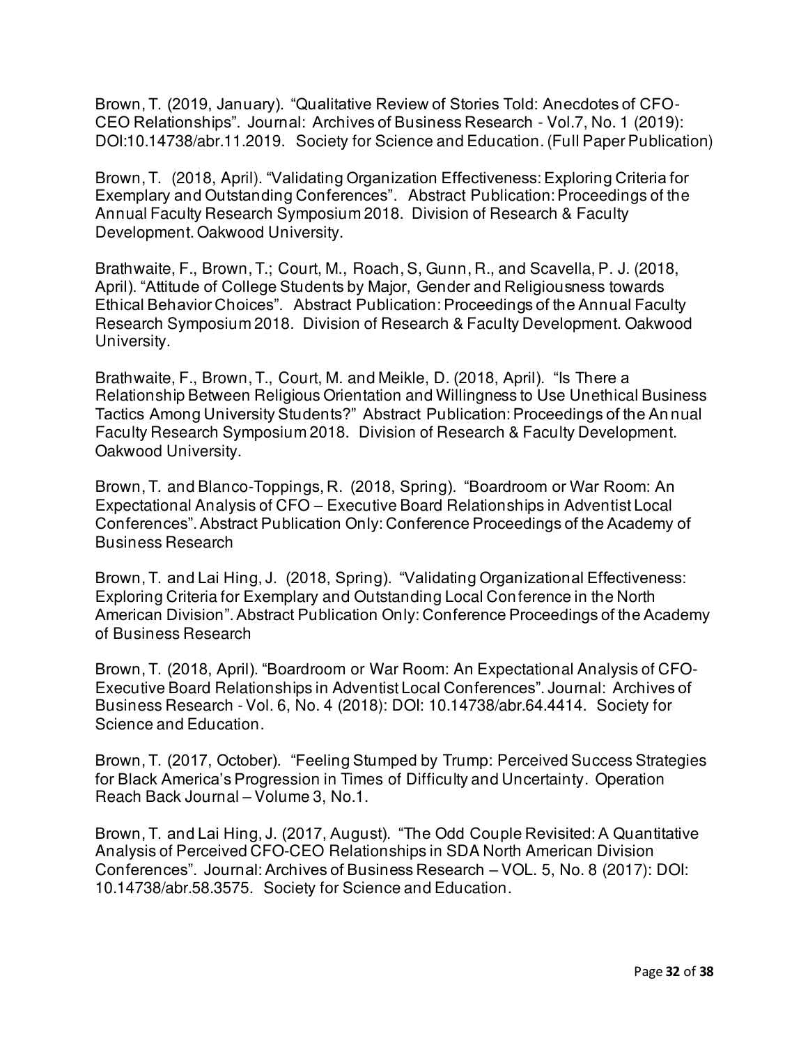Brown, T. (2019, January). "Qualitative Review of Stories Told: Anecdotes of CFO-CEO Relationships". Journal: Archives of Business Research - Vol.7, No. 1 (2019): DOI:10.14738/abr.11.2019. Society for Science and Education. (Full Paper Publication)

Brown, T. (2018, April). "Validating Organization Effectiveness: Exploring Criteria for Exemplary and Outstanding Conferences". Abstract Publication: Proceedings of the Annual Faculty Research Symposium 2018. Division of Research & Faculty Development. Oakwood University.

Brathwaite, F., Brown, T.; Court, M., Roach, S, Gunn, R., and Scavella, P. J. (2018, April). "Attitude of College Students by Major, Gender and Religiousness towards Ethical Behavior Choices". Abstract Publication: Proceedings of the Annual Faculty Research Symposium 2018. Division of Research & Faculty Development. Oakwood University.

Brathwaite, F., Brown, T., Court, M. and Meikle, D. (2018, April). "Is There a Relationship Between Religious Orientation and Willingness to Use Unethical Business Tactics Among University Students?" Abstract Publication: Proceedings of the Annual Faculty Research Symposium 2018. Division of Research & Faculty Development. Oakwood University.

Brown, T. and Blanco-Toppings, R. (2018, Spring). "Boardroom or War Room: An Expectational Analysis of CFO – Executive Board Relationships in Adventist Local Conferences". Abstract Publication Only: Conference Proceedings of the Academy of Business Research

Brown, T. and Lai Hing, J. (2018, Spring). "Validating Organizational Effectiveness: Exploring Criteria for Exemplary and Outstanding Local Conference in the North American Division". Abstract Publication Only: Conference Proceedings of the Academy of Business Research

Brown, T. (2018, April). "Boardroom or War Room: An Expectational Analysis of CFO-Executive Board Relationships in Adventist Local Conferences". Journal: Archives of Business Research - Vol. 6, No. 4 (2018): DOI: 10.14738/abr.64.4414. Society for Science and Education.

Brown, T. (2017, October). "Feeling Stumped by Trump: Perceived Success Strategies for Black America's Progression in Times of Difficulty and Uncertainty. Operation Reach Back Journal – Volume 3, No.1.

Brown, T. and Lai Hing, J. (2017, August). "The Odd Couple Revisited: A Quantitative Analysis of Perceived CFO-CEO Relationships in SDA North American Division Conferences". Journal: Archives of Business Research – VOL. 5, No. 8 (2017): DOI: 10.14738/abr.58.3575. Society for Science and Education.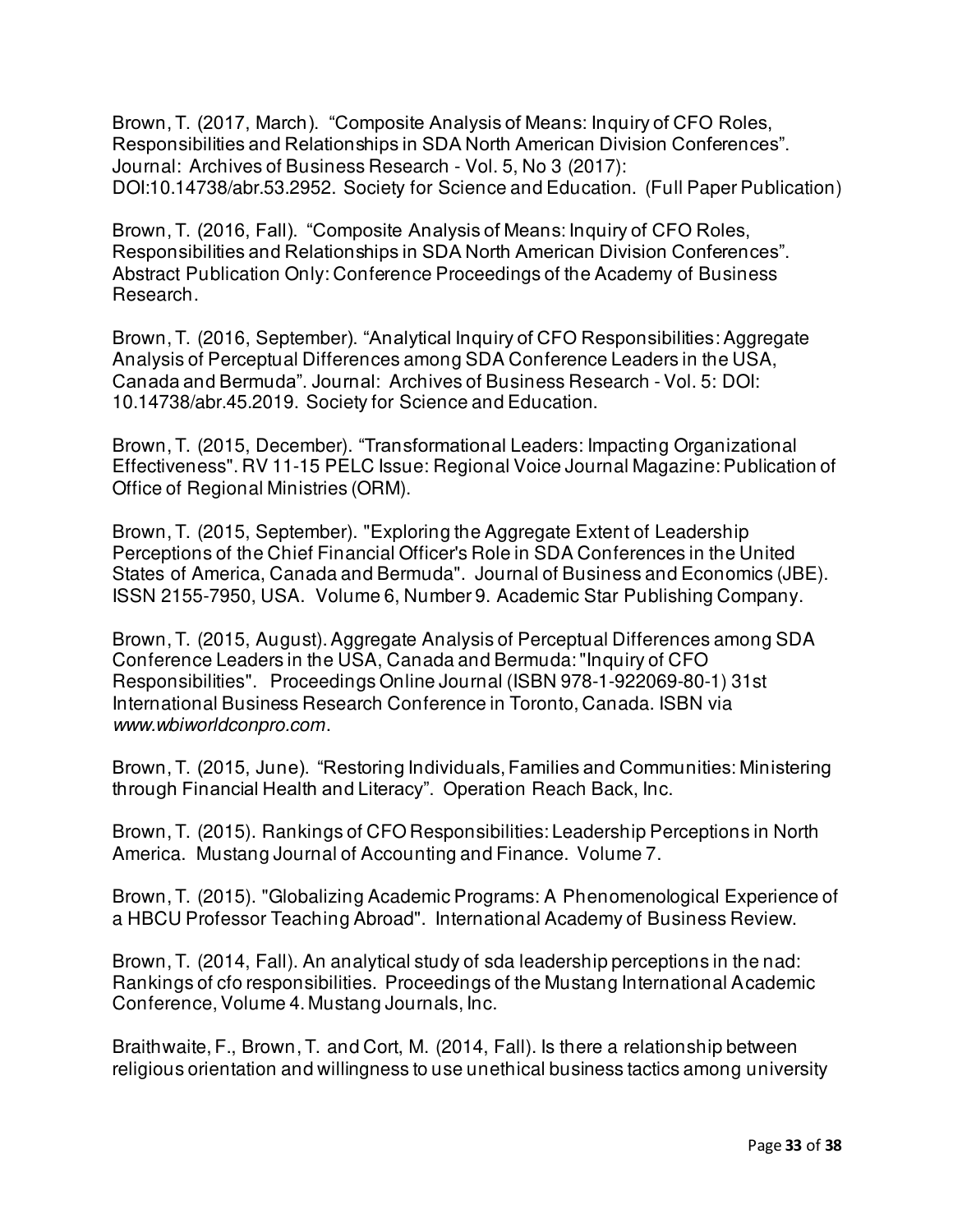Brown, T. (2017, March). "Composite Analysis of Means: Inquiry of CFO Roles, Responsibilities and Relationships in SDA North American Division Conferences". Journal: Archives of Business Research - Vol. 5, No 3 (2017): DOI:10.14738/abr.53.2952. Society for Science and Education. (Full Paper Publication)

Brown, T. (2016, Fall). "Composite Analysis of Means: Inquiry of CFO Roles, Responsibilities and Relationships in SDA North American Division Conferences". Abstract Publication Only: Conference Proceedings of the Academy of Business Research.

Brown, T. (2016, September). "Analytical Inquiry of CFO Responsibilities: Aggregate Analysis of Perceptual Differences among SDA Conference Leaders in the USA, Canada and Bermuda". Journal: Archives of Business Research - Vol. 5: DOI: 10.14738/abr.45.2019. Society for Science and Education.

Brown, T. (2015, December). "Transformational Leaders: Impacting Organizational Effectiveness". RV 11-15 PELC Issue: Regional Voice Journal Magazine: Publication of Office of Regional Ministries (ORM).

Brown, T. (2015, September). "Exploring the Aggregate Extent of Leadership Perceptions of the Chief Financial Officer's Role in SDA Conferences in the United States of America, Canada and Bermuda". Journal of Business and Economics (JBE). ISSN 2155-7950, USA. Volume 6, Number 9. Academic Star Publishing Company.

Brown, T. (2015, August). Aggregate Analysis of Perceptual Differences among SDA Conference Leaders in the USA, Canada and Bermuda: "Inquiry of CFO Responsibilities". Proceedings Online Journal (ISBN 978-1-922069-80-1) 31st International Business Research Conference in Toronto, Canada. ISBN via *www.wbiworldconpro.com*.

Brown, T. (2015, June). "Restoring Individuals, Families and Communities: Ministering through Financial Health and Literacy". Operation Reach Back, Inc.

Brown, T. (2015). Rankings of CFO Responsibilities: Leadership Perceptions in North America. Mustang Journal of Accounting and Finance. Volume 7.

Brown, T. (2015). "Globalizing Academic Programs: A Phenomenological Experience of a HBCU Professor Teaching Abroad". International Academy of Business Review.

Brown, T. (2014, Fall). An analytical study of sda leadership perceptions in the nad: Rankings of cfo responsibilities. Proceedings of the Mustang International Academic Conference, Volume 4. Mustang Journals, Inc.

Braithwaite, F., Brown, T. and Cort, M. (2014, Fall). Is there a relationship between religious orientation and willingness to use unethical business tactics among university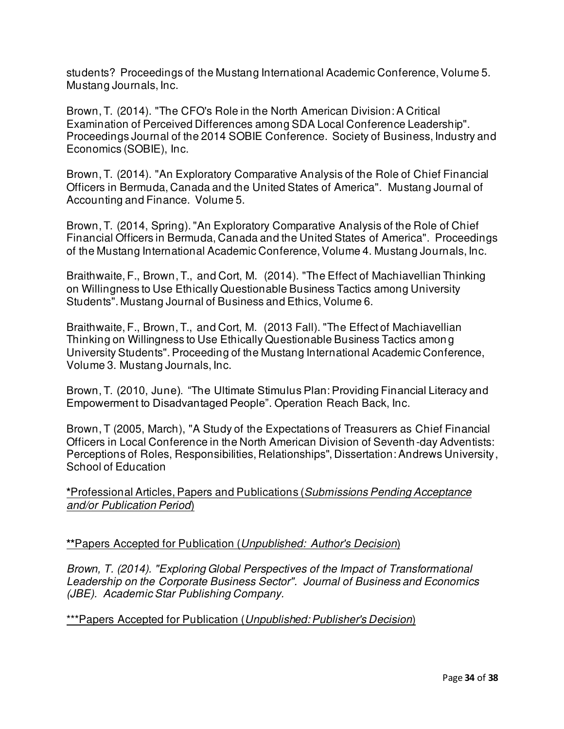students? Proceedings of the Mustang International Academic Conference, Volume 5. Mustang Journals, Inc.

Brown, T. (2014). "The CFO's Role in the North American Division: A Critical Examination of Perceived Differences among SDA Local Conference Leadership". Proceedings Journal of the 2014 SOBIE Conference. Society of Business, Industry and Economics (SOBIE), Inc.

Brown, T. (2014). "An Exploratory Comparative Analysis of the Role of Chief Financial Officers in Bermuda, Canada and the United States of America". Mustang Journal of Accounting and Finance. Volume 5.

Brown, T. (2014, Spring). "An Exploratory Comparative Analysis of the Role of Chief Financial Officers in Bermuda, Canada and the United States of America". Proceedings of the Mustang International Academic Conference, Volume 4. Mustang Journals, Inc.

Braithwaite, F., Brown, T., and Cort, M. (2014). "The Effect of Machiavellian Thinking on Willingness to Use Ethically Questionable Business Tactics among University Students". Mustang Journal of Business and Ethics, Volume 6.

Braithwaite, F., Brown, T., and Cort, M. (2013 Fall). "The Effect of Machiavellian Thinking on Willingness to Use Ethically Questionable Business Tactics among University Students". Proceeding of the Mustang International Academic Conference, Volume 3. Mustang Journals, Inc.

Brown, T. (2010, June). "The Ultimate Stimulus Plan: Providing Financial Literacy and Empowerment to Disadvantaged People". Operation Reach Back, Inc.

Brown, T (2005, March), "A Study of the Expectations of Treasurers as Chief Financial Officers in Local Conference in the North American Division of Seventh-day Adventists: Perceptions of Roles, Responsibilities, Relationships", Dissertation: Andrews University, School of Education

<u>*Professional Articles, Papers and Publications (*Submissions Pending Acceptance and/or Publication Period*)</u>

<u>**Papers Accepted for Publication (*Unpublished: Author's Decision*)</u>

*Brown, T. (2014). "Exploring Global Perspectives of the Impact of Transformational Leadership on the Corporate Business Sector". Journal of Business and Economics (JBE). Academic Star Publishing Company.*

<u>***Papers Accepted for Publication (*Unpublished: Publisher's Decision*)</u>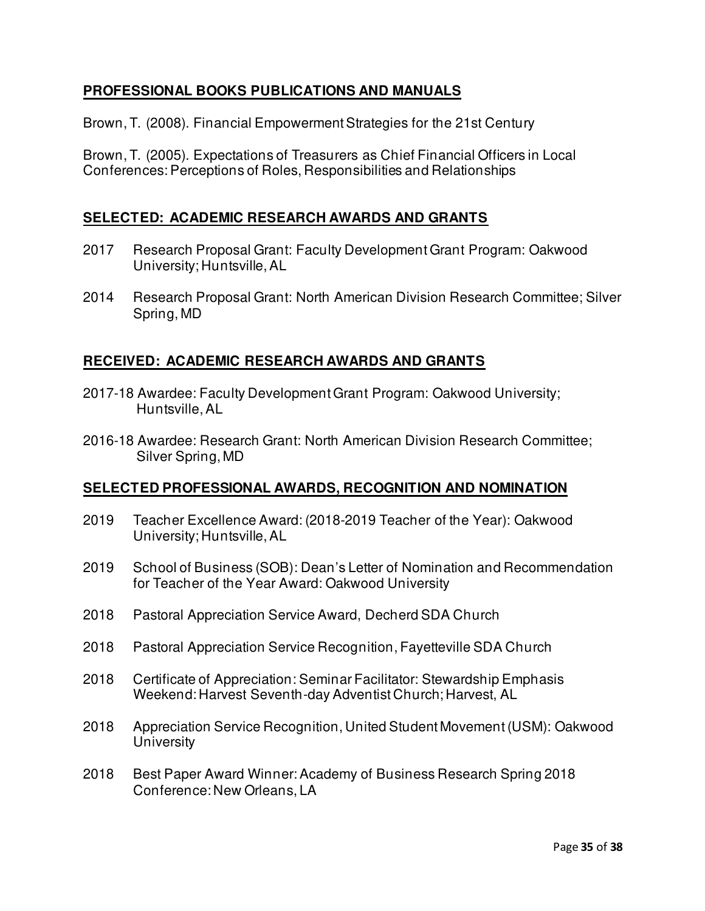## PROFESSIONAL BOOKS PUBLICATIONS AND MANUALS

Brown, T. (2008). Financial Empowerment Strategies for the 21st Century

Brown, T. (2005). Expectations of Treasurers as Chief Financial Officers in Local Conferences: Perceptions of Roles, Responsibilities and Relationships

## SELECTED: ACADEMIC RESEARCH AWARDS AND GRANTS

2017 Research Proposal Grant: Faculty Development Grant Program: Oakwood University; Huntsville, AL

2014 Research Proposal Grant: North American Division Research Committee; Silver Spring, MD

## RECEIVED: ACADEMIC RESEARCH AWARDS AND GRANTS

2017-18 Awardee: Faculty Development Grant Program: Oakwood University; Huntsville, AL

2016-18 Awardee: Research Grant: North American Division Research Committee; Silver Spring, MD

## SELECTED PROFESSIONAL AWARDS, RECOGNITION AND NOMINATION

2019 Teacher Excellence Award: (2018-2019 Teacher of the Year): Oakwood University; Huntsville, AL

2019 School of Business (SOB): Dean's Letter of Nomination and Recommendation for Teacher of the Year Award: Oakwood University

2018 Pastoral Appreciation Service Award, Decherd SDA Church

2018 Pastoral Appreciation Service Recognition, Fayetteville SDA Church

2018 Certificate of Appreciation: Seminar Facilitator: Stewardship Emphasis Weekend: Harvest Seventh-day Adventist Church; Harvest, AL

2018 Appreciation Service Recognition, United Student Movement (USM): Oakwood University

2018 Best Paper Award Winner: Academy of Business Research Spring 2018 Conference: New Orleans, LA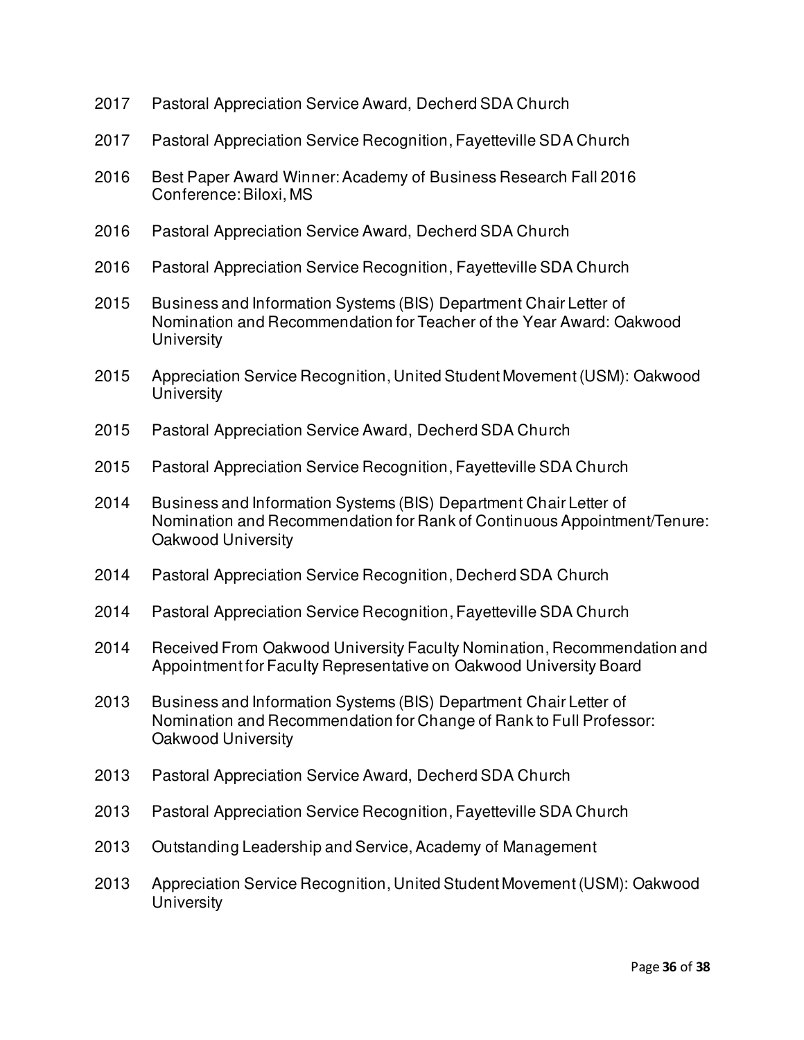2017 Pastoral Appreciation Service Award, Decherd SDA Church

2017 Pastoral Appreciation Service Recognition, Fayetteville SDA Church

2016 Best Paper Award Winner: Academy of Business Research Fall 2016 Conference: Biloxi, MS

2016 Pastoral Appreciation Service Award, Decherd SDA Church

2016 Pastoral Appreciation Service Recognition, Fayetteville SDA Church

2015 Business and Information Systems (BIS) Department Chair Letter of Nomination and Recommendation for Teacher of the Year Award: Oakwood University

2015 Appreciation Service Recognition, United Student Movement (USM): Oakwood University

2015 Pastoral Appreciation Service Award, Decherd SDA Church

2015 Pastoral Appreciation Service Recognition, Fayetteville SDA Church

2014 Business and Information Systems (BIS) Department Chair Letter of Nomination and Recommendation for Rank of Continuous Appointment/Tenure: Oakwood University

2014 Pastoral Appreciation Service Recognition, Decherd SDA Church

2014 Pastoral Appreciation Service Recognition, Fayetteville SDA Church

2014 Received From Oakwood University Faculty Nomination, Recommendation and Appointment for Faculty Representative on Oakwood University Board

2013 Business and Information Systems (BIS) Department Chair Letter of Nomination and Recommendation for Change of Rank to Full Professor: Oakwood University

2013 Pastoral Appreciation Service Award, Decherd SDA Church

2013 Pastoral Appreciation Service Recognition, Fayetteville SDA Church

2013 Outstanding Leadership and Service, Academy of Management

2013 Appreciation Service Recognition, United Student Movement (USM): Oakwood University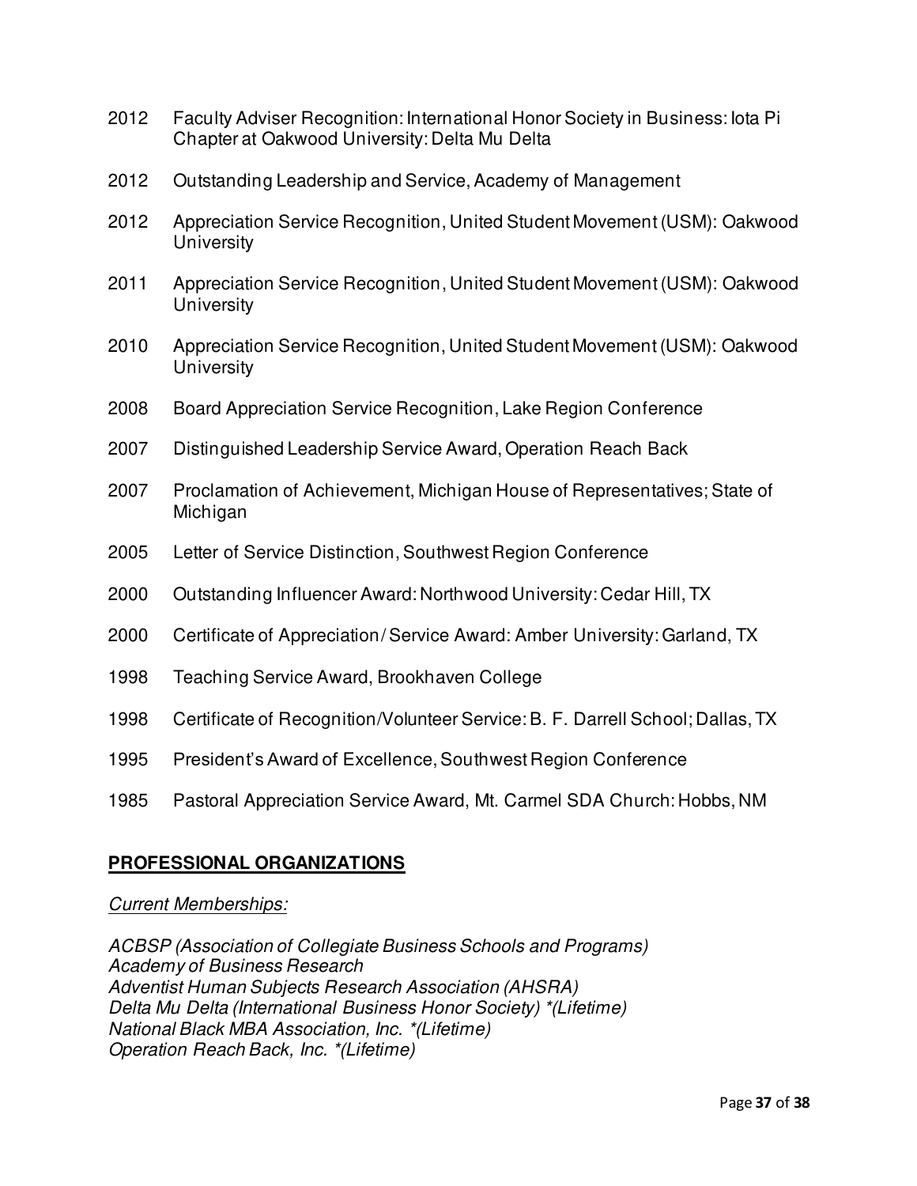2012 Faculty Adviser Recognition: International Honor Society in Business: Iota Pi Chapter at Oakwood University: Delta Mu Delta

2012 Outstanding Leadership and Service, Academy of Management

2012 Appreciation Service Recognition, United Student Movement (USM): Oakwood University

2011 Appreciation Service Recognition, United Student Movement (USM): Oakwood University

2010 Appreciation Service Recognition, United Student Movement (USM): Oakwood University

2008 Board Appreciation Service Recognition, Lake Region Conference

2007 Distinguished Leadership Service Award, Operation Reach Back

2007 Proclamation of Achievement, Michigan House of Representatives; State of Michigan

2005 Letter of Service Distinction, Southwest Region Conference

2000 Outstanding Influencer Award: Northwood University: Cedar Hill, TX

2000 Certificate of Appreciation/ Service Award: Amber University: Garland, TX

1998 Teaching Service Award, Brookhaven College

1998 Certificate of Recognition/Volunteer Service: B. F. Darrell School; Dallas, TX

1995 President's Award of Excellence, Southwest Region Conference

1985 Pastoral Appreciation Service Award, Mt. Carmel SDA Church: Hobbs, NM

## PROFESSIONAL ORGANIZATIONS

*Current Memberships:*

*ACBSP (Association of Collegiate Business Schools and Programs)*
*Academy of Business Research*
*Adventist Human Subjects Research Association (AHSRA)*
*Delta Mu Delta (International Business Honor Society) *(Lifetime)*
*National Black MBA Association, Inc. *(Lifetime)*
*Operation Reach Back, Inc. *(Lifetime)*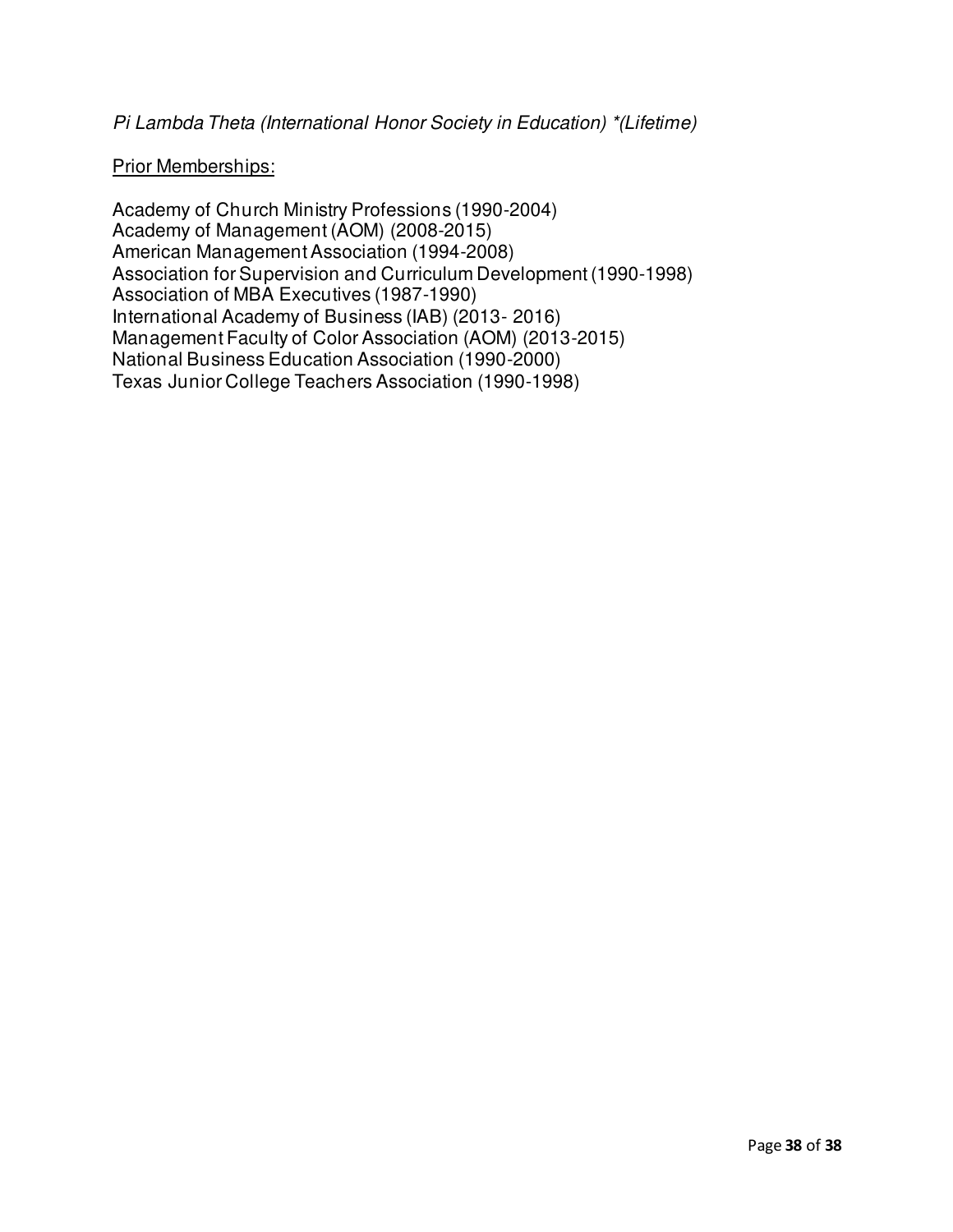*Pi Lambda Theta (International Honor Society in Education) *(Lifetime)*

<u>Prior Memberships:</u>

Academy of Church Ministry Professions (1990-2004)
Academy of Management (AOM) (2008-2015)
American Management Association (1994-2008)
Association for Supervision and Curriculum Development (1990-1998)
Association of MBA Executives (1987-1990)
International Academy of Business (IAB) (2013- 2016)
Management Faculty of Color Association (AOM) (2013-2015)
National Business Education Association (1990-2000)
Texas Junior College Teachers Association (1990-1998)